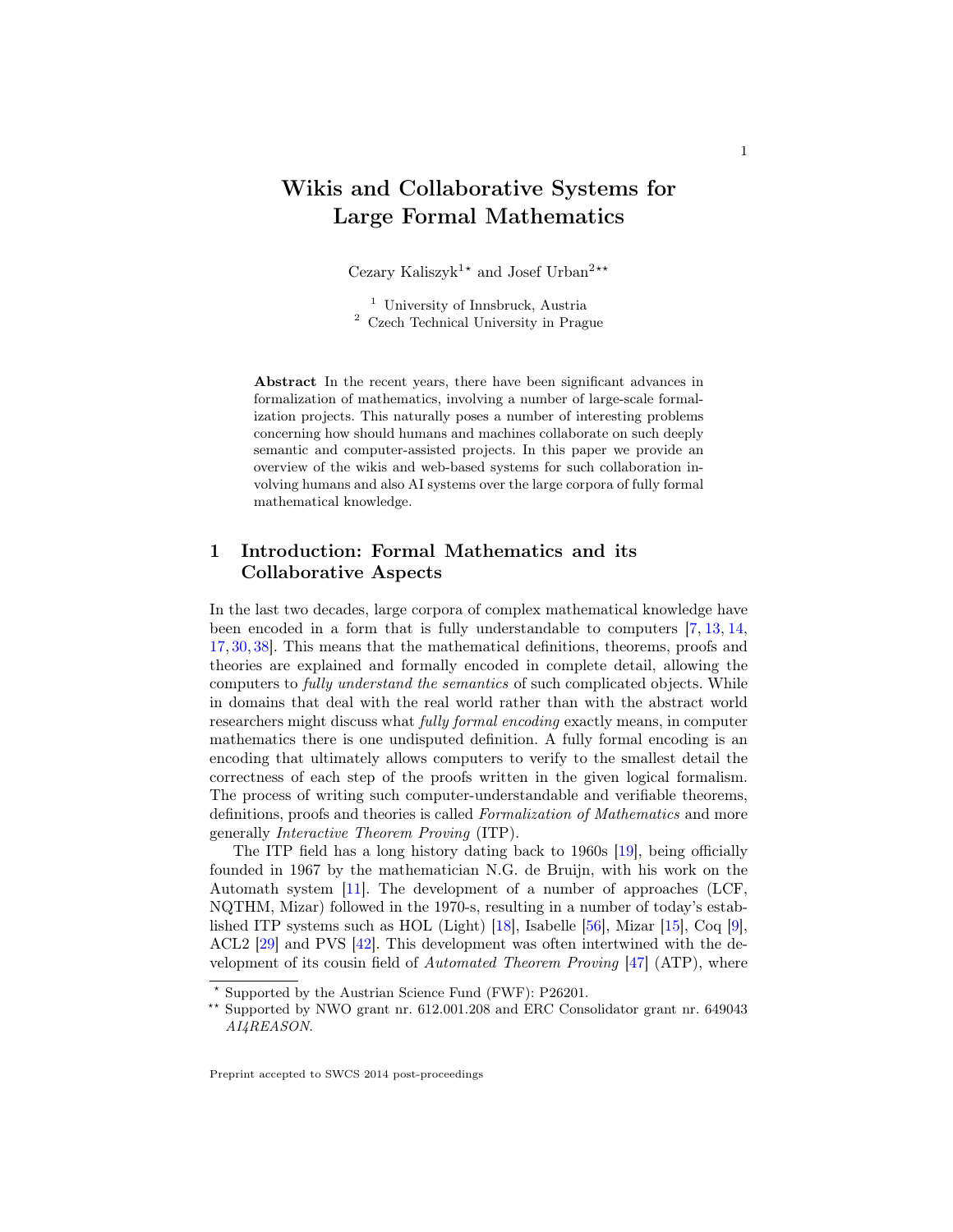# Wikis and Collaborative Systems for Large Formal Mathematics

Cezary Kaliszyk[1⋆] and Josef Urban[2⋆⋆]

[1] University of Innsbruck, Austria
[2] Czech Technical University in Prague

**Abstract** In the recent years, there have been significant advances in formalization of mathematics, involving a number of large-scale formalization projects. This naturally poses a number of interesting problems concerning how should humans and machines collaborate on such deeply semantic and computer-assisted projects. In this paper we provide an overview of the wikis and web-based systems for such collaboration involving humans and also AI systems over the large corpora of fully formal mathematical knowledge.

## 1 Introduction: Formal Mathematics and its Collaborative Aspects

In the last two decades, large corpora of complex mathematical knowledge have been encoded in a form that is fully understandable to computers [7, 13, 14, 17, 30, 38]. This means that the mathematical definitions, theorems, proofs and theories are explained and formally encoded in complete detail, allowing the computers to *fully understand the semantics* of such complicated objects. While in domains that deal with the real world rather than with the abstract world researchers might discuss what *fully formal encoding* exactly means, in computer mathematics there is one undisputed definition. A fully formal encoding is an encoding that ultimately allows computers to verify to the smallest detail the correctness of each step of the proofs written in the given logical formalism. The process of writing such computer-understandable and verifiable theorems, definitions, proofs and theories is called *Formalization of Mathematics* and more generally *Interactive Theorem Proving* (ITP).

The ITP field has a long history dating back to 1960s [19], being officially founded in 1967 by the mathematician N.G. de Bruijn, with his work on the Automath system [11]. The development of a number of approaches (LCF, NQTHM, Mizar) followed in the 1970-s, resulting in a number of today's established ITP systems such as HOL (Light) [18], Isabelle [56], Mizar [15], Coq [9], ACL2 [29] and PVS [42]. This development was often intertwined with the development of its cousin field of *Automated Theorem Proving* [47] (ATP), where

⋆ Supported by the Austrian Science Fund (FWF): P26201.

⋆⋆ Supported by NWO grant nr. 612.001.208 and ERC Consolidator grant nr. 649043 *AI4REASON*.

Preprint accepted to SWCS 2014 post-proceedings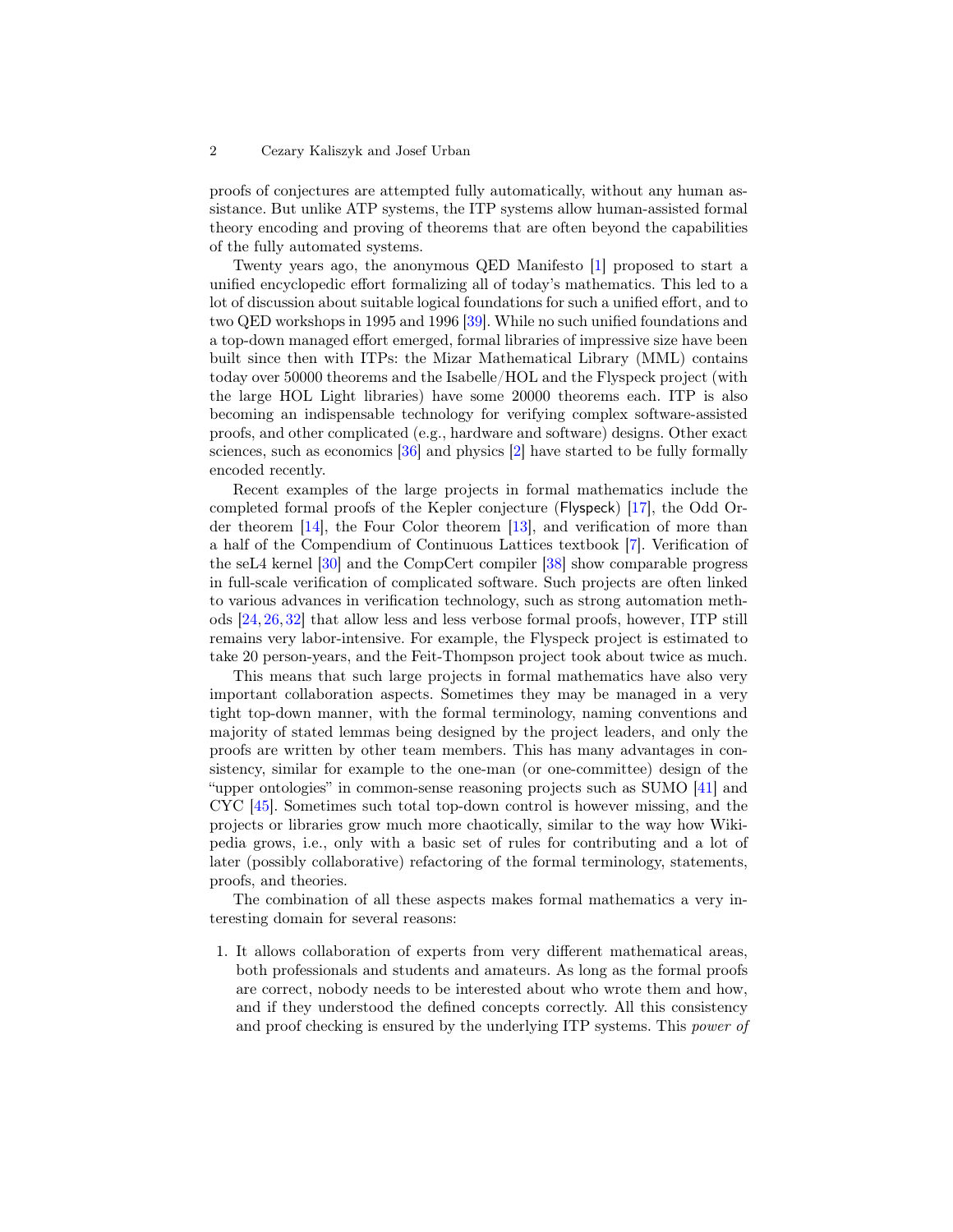proofs of conjectures are attempted fully automatically, without any human assistance. But unlike ATP systems, the ITP systems allow human-assisted formal theory encoding and proving of theorems that are often beyond the capabilities of the fully automated systems.

Twenty years ago, the anonymous QED Manifesto [1] proposed to start a unified encyclopedic effort formalizing all of today's mathematics. This led to a lot of discussion about suitable logical foundations for such a unified effort, and to two QED workshops in 1995 and 1996 [39]. While no such unified foundations and a top-down managed effort emerged, formal libraries of impressive size have been built since then with ITPs: the Mizar Mathematical Library (MML) contains today over 50000 theorems and the Isabelle/HOL and the Flyspeck project (with the large HOL Light libraries) have some 20000 theorems each. ITP is also becoming an indispensable technology for verifying complex software-assisted proofs, and other complicated (e.g., hardware and software) designs. Other exact sciences, such as economics [36] and physics [2] have started to be fully formally encoded recently.

Recent examples of the large projects in formal mathematics include the completed formal proofs of the Kepler conjecture (Flyspeck) [17], the Odd Order theorem [14], the Four Color theorem [13], and verification of more than a half of the Compendium of Continuous Lattices textbook [7]. Verification of the seL4 kernel [30] and the CompCert compiler [38] show comparable progress in full-scale verification of complicated software. Such projects are often linked to various advances in verification technology, such as strong automation methods [24, 26, 32] that allow less and less verbose formal proofs, however, ITP still remains very labor-intensive. For example, the Flyspeck project is estimated to take 20 person-years, and the Feit-Thompson project took about twice as much.

This means that such large projects in formal mathematics have also very important collaboration aspects. Sometimes they may be managed in a very tight top-down manner, with the formal terminology, naming conventions and majority of stated lemmas being designed by the project leaders, and only the proofs are written by other team members. This has many advantages in consistency, similar for example to the one-man (or one-committee) design of the "upper ontologies" in common-sense reasoning projects such as SUMO [41] and CYC [45]. Sometimes such total top-down control is however missing, and the projects or libraries grow much more chaotically, similar to the way how Wikipedia grows, i.e., only with a basic set of rules for contributing and a lot of later (possibly collaborative) refactoring of the formal terminology, statements, proofs, and theories.

The combination of all these aspects makes formal mathematics a very interesting domain for several reasons:

1. It allows collaboration of experts from very different mathematical areas, both professionals and students and amateurs. As long as the formal proofs are correct, nobody needs to be interested about who wrote them and how, and if they understood the defined concepts correctly. All this consistency and proof checking is ensured by the underlying ITP systems. This *power of*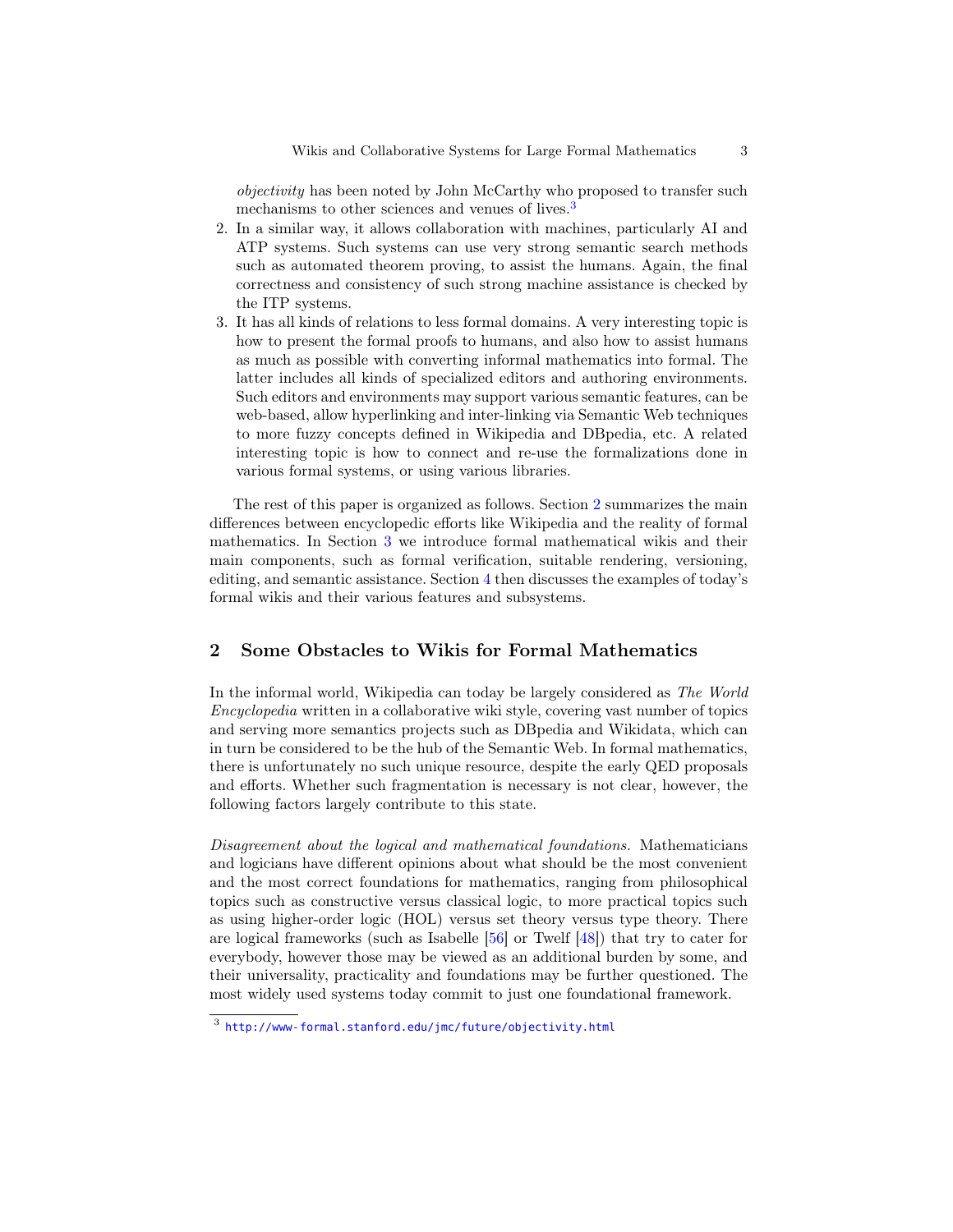*objectivity* has been noted by John McCarthy who proposed to transfer such mechanisms to other sciences and venues of lives.[3]

2. In a similar way, it allows collaboration with machines, particularly AI and ATP systems. Such systems can use very strong semantic search methods such as automated theorem proving, to assist the humans. Again, the final correctness and consistency of such strong machine assistance is checked by the ITP systems.
3. It has all kinds of relations to less formal domains. A very interesting topic is how to present the formal proofs to humans, and also how to assist humans as much as possible with converting informal mathematics into formal. The latter includes all kinds of specialized editors and authoring environments. Such editors and environments may support various semantic features, can be web-based, allow hyperlinking and inter-linking via Semantic Web techniques to more fuzzy concepts defined in Wikipedia and DBpedia, etc. A related interesting topic is how to connect and re-use the formalizations done in various formal systems, or using various libraries.

The rest of this paper is organized as follows. Section 2 summarizes the main differences between encyclopedic efforts like Wikipedia and the reality of formal mathematics. In Section 3 we introduce formal mathematical wikis and their main components, such as formal verification, suitable rendering, versioning, editing, and semantic assistance. Section 4 then discusses the examples of today's formal wikis and their various features and subsystems.

## 2 Some Obstacles to Wikis for Formal Mathematics

In the informal world, Wikipedia can today be largely considered as *The World Encyclopedia* written in a collaborative wiki style, covering vast number of topics and serving more semantics projects such as DBpedia and Wikidata, which can in turn be considered to be the hub of the Semantic Web. In formal mathematics, there is unfortunately no such unique resource, despite the early QED proposals and efforts. Whether such fragmentation is necessary is not clear, however, the following factors largely contribute to this state.

*Disagreement about the logical and mathematical foundations.* Mathematicians and logicians have different opinions about what should be the most convenient and the most correct foundations for mathematics, ranging from philosophical topics such as constructive versus classical logic, to more practical topics such as using higher-order logic (HOL) versus set theory versus type theory. There are logical frameworks (such as Isabelle [56] or Twelf [48]) that try to cater for everybody, however those may be viewed as an additional burden by some, and their universality, practicality and foundations may be further questioned. The most widely used systems today commit to just one foundational framework.

[3] http://www-formal.stanford.edu/jmc/future/objectivity.html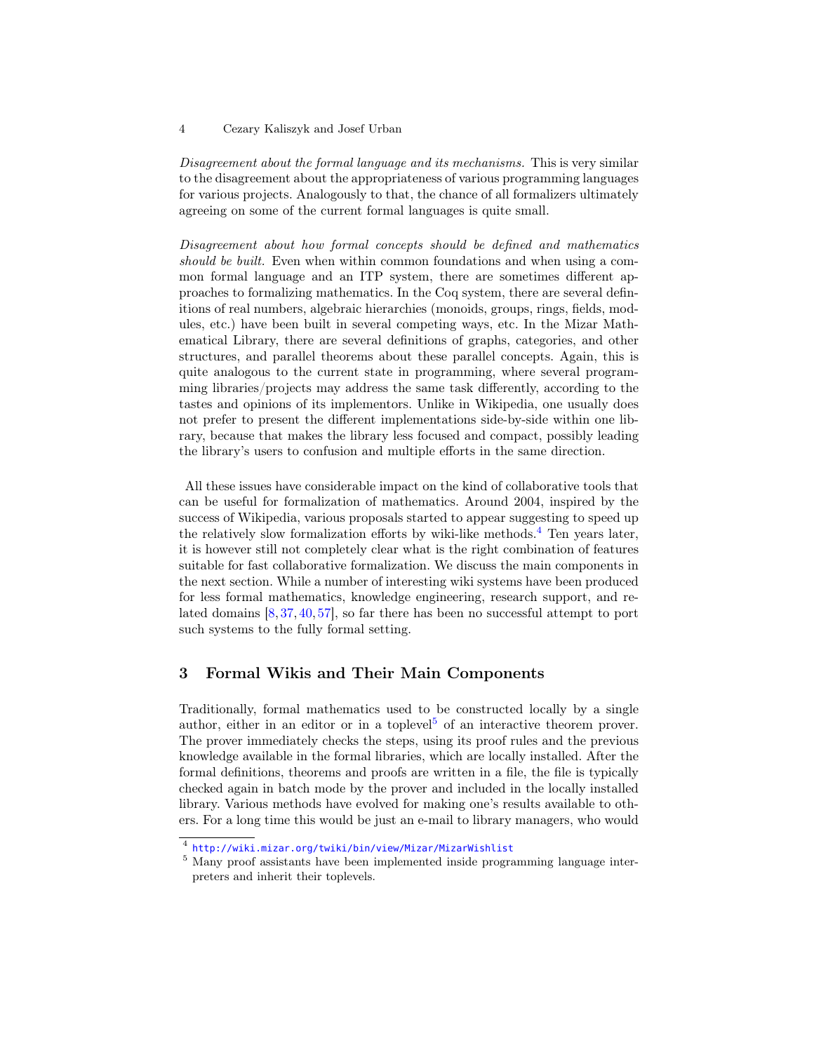*Disagreement about the formal language and its mechanisms.* This is very similar to the disagreement about the appropriateness of various programming languages for various projects. Analogously to that, the chance of all formalizers ultimately agreeing on some of the current formal languages is quite small.

*Disagreement about how formal concepts should be defined and mathematics should be built.* Even when within common foundations and when using a common formal language and an ITP system, there are sometimes different approaches to formalizing mathematics. In the Coq system, there are several definitions of real numbers, algebraic hierarchies (monoids, groups, rings, fields, modules, etc.) have been built in several competing ways, etc. In the Mizar Mathematical Library, there are several definitions of graphs, categories, and other structures, and parallel theorems about these parallel concepts. Again, this is quite analogous to the current state in programming, where several programming libraries/projects may address the same task differently, according to the tastes and opinions of its implementors. Unlike in Wikipedia, one usually does not prefer to present the different implementations side-by-side within one library, because that makes the library less focused and compact, possibly leading the library's users to confusion and multiple efforts in the same direction.

All these issues have considerable impact on the kind of collaborative tools that can be useful for formalization of mathematics. Around 2004, inspired by the success of Wikipedia, various proposals started to appear suggesting to speed up the relatively slow formalization efforts by wiki-like methods.[4] Ten years later, it is however still not completely clear what is the right combination of features suitable for fast collaborative formalization. We discuss the main components in the next section. While a number of interesting wiki systems have been produced for less formal mathematics, knowledge engineering, research support, and related domains [8, 37, 40, 57], so far there has been no successful attempt to port such systems to the fully formal setting.

## 3 Formal Wikis and Their Main Components

Traditionally, formal mathematics used to be constructed locally by a single author, either in an editor or in a toplevel[5] of an interactive theorem prover. The prover immediately checks the steps, using its proof rules and the previous knowledge available in the formal libraries, which are locally installed. After the formal definitions, theorems and proofs are written in a file, the file is typically checked again in batch mode by the prover and included in the locally installed library. Various methods have evolved for making one's results available to others. For a long time this would be just an e-mail to library managers, who would

---

[4] http://wiki.mizar.org/twiki/bin/view/Mizar/MizarWishlist

[5] Many proof assistants have been implemented inside programming language interpreters and inherit their toplevels.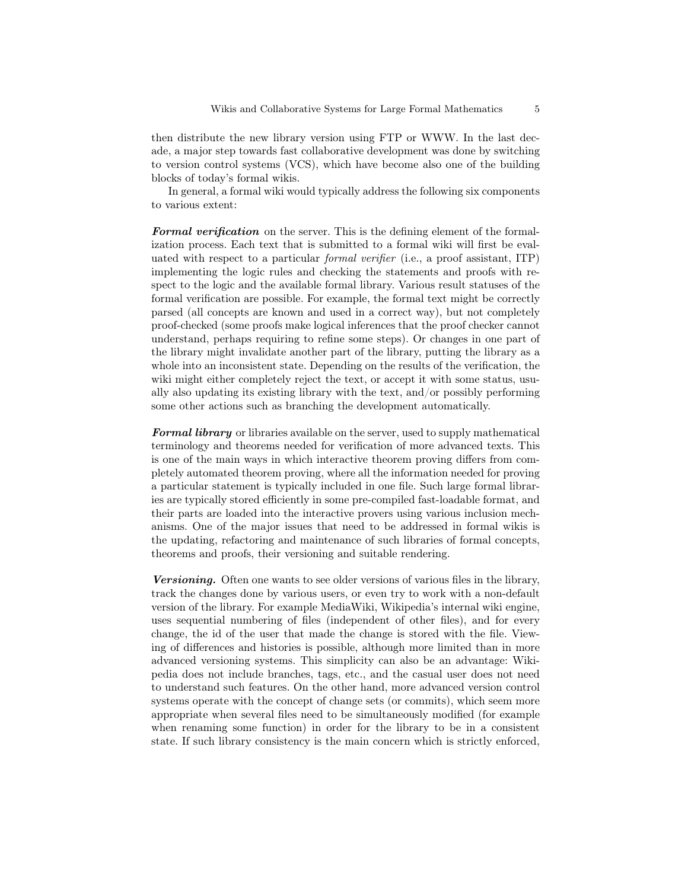then distribute the new library version using FTP or WWW. In the last decade, a major step towards fast collaborative development was done by switching to version control systems (VCS), which have become also one of the building blocks of today's formal wikis.

In general, a formal wiki would typically address the following six components to various extent:

***Formal verification*** on the server. This is the defining element of the formalization process. Each text that is submitted to a formal wiki will first be evaluated with respect to a particular *formal verifier* (i.e., a proof assistant, ITP) implementing the logic rules and checking the statements and proofs with respect to the logic and the available formal library. Various result statuses of the formal verification are possible. For example, the formal text might be correctly parsed (all concepts are known and used in a correct way), but not completely proof-checked (some proofs make logical inferences that the proof checker cannot understand, perhaps requiring to refine some steps). Or changes in one part of the library might invalidate another part of the library, putting the library as a whole into an inconsistent state. Depending on the results of the verification, the wiki might either completely reject the text, or accept it with some status, usually also updating its existing library with the text, and/or possibly performing some other actions such as branching the development automatically.

***Formal library*** or libraries available on the server, used to supply mathematical terminology and theorems needed for verification of more advanced texts. This is one of the main ways in which interactive theorem proving differs from completely automated theorem proving, where all the information needed for proving a particular statement is typically included in one file. Such large formal libraries are typically stored efficiently in some pre-compiled fast-loadable format, and their parts are loaded into the interactive provers using various inclusion mechanisms. One of the major issues that need to be addressed in formal wikis is the updating, refactoring and maintenance of such libraries of formal concepts, theorems and proofs, their versioning and suitable rendering.

***Versioning.*** Often one wants to see older versions of various files in the library, track the changes done by various users, or even try to work with a non-default version of the library. For example MediaWiki, Wikipedia's internal wiki engine, uses sequential numbering of files (independent of other files), and for every change, the id of the user that made the change is stored with the file. Viewing of differences and histories is possible, although more limited than in more advanced versioning systems. This simplicity can also be an advantage: Wikipedia does not include branches, tags, etc., and the casual user does not need to understand such features. On the other hand, more advanced version control systems operate with the concept of change sets (or commits), which seem more appropriate when several files need to be simultaneously modified (for example when renaming some function) in order for the library to be in a consistent state. If such library consistency is the main concern which is strictly enforced,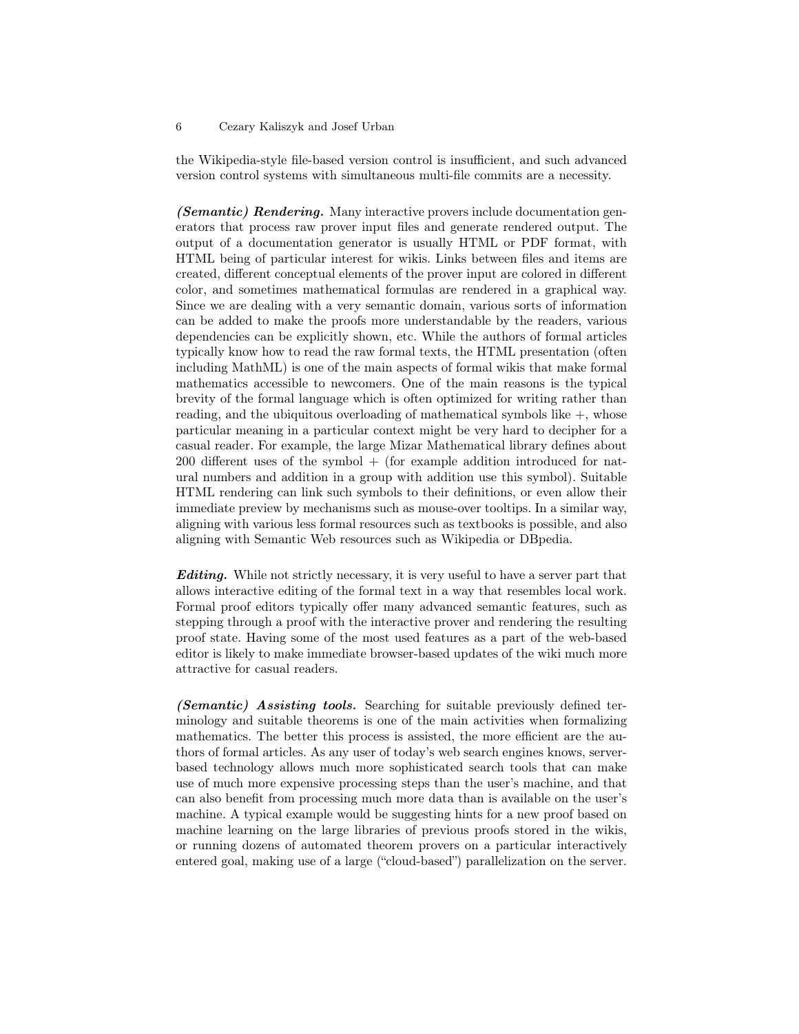the Wikipedia-style file-based version control is insufficient, and such advanced version control systems with simultaneous multi-file commits are a necessity.

***(Semantic) Rendering.*** Many interactive provers include documentation generators that process raw prover input files and generate rendered output. The output of a documentation generator is usually HTML or PDF format, with HTML being of particular interest for wikis. Links between files and items are created, different conceptual elements of the prover input are colored in different color, and sometimes mathematical formulas are rendered in a graphical way. Since we are dealing with a very semantic domain, various sorts of information can be added to make the proofs more understandable by the readers, various dependencies can be explicitly shown, etc. While the authors of formal articles typically know how to read the raw formal texts, the HTML presentation (often including MathML) is one of the main aspects of formal wikis that make formal mathematics accessible to newcomers. One of the main reasons is the typical brevity of the formal language which is often optimized for writing rather than reading, and the ubiquitous overloading of mathematical symbols like $+$, whose particular meaning in a particular context might be very hard to decipher for a casual reader. For example, the large Mizar Mathematical library defines about 200 different uses of the symbol $+$ (for example addition introduced for natural numbers and addition in a group with addition use this symbol). Suitable HTML rendering can link such symbols to their definitions, or even allow their immediate preview by mechanisms such as mouse-over tooltips. In a similar way, aligning with various less formal resources such as textbooks is possible, and also aligning with Semantic Web resources such as Wikipedia or DBpedia.

***Editing.*** While not strictly necessary, it is very useful to have a server part that allows interactive editing of the formal text in a way that resembles local work. Formal proof editors typically offer many advanced semantic features, such as stepping through a proof with the interactive prover and rendering the resulting proof state. Having some of the most used features as a part of the web-based editor is likely to make immediate browser-based updates of the wiki much more attractive for casual readers.

***(Semantic) Assisting tools.*** Searching for suitable previously defined terminology and suitable theorems is one of the main activities when formalizing mathematics. The better this process is assisted, the more efficient are the authors of formal articles. As any user of today's web search engines knows, server-based technology allows much more sophisticated search tools that can make use of much more expensive processing steps than the user's machine, and that can also benefit from processing much more data than is available on the user's machine. A typical example would be suggesting hints for a new proof based on machine learning on the large libraries of previous proofs stored in the wikis, or running dozens of automated theorem provers on a particular interactively entered goal, making use of a large ("cloud-based") parallelization on the server.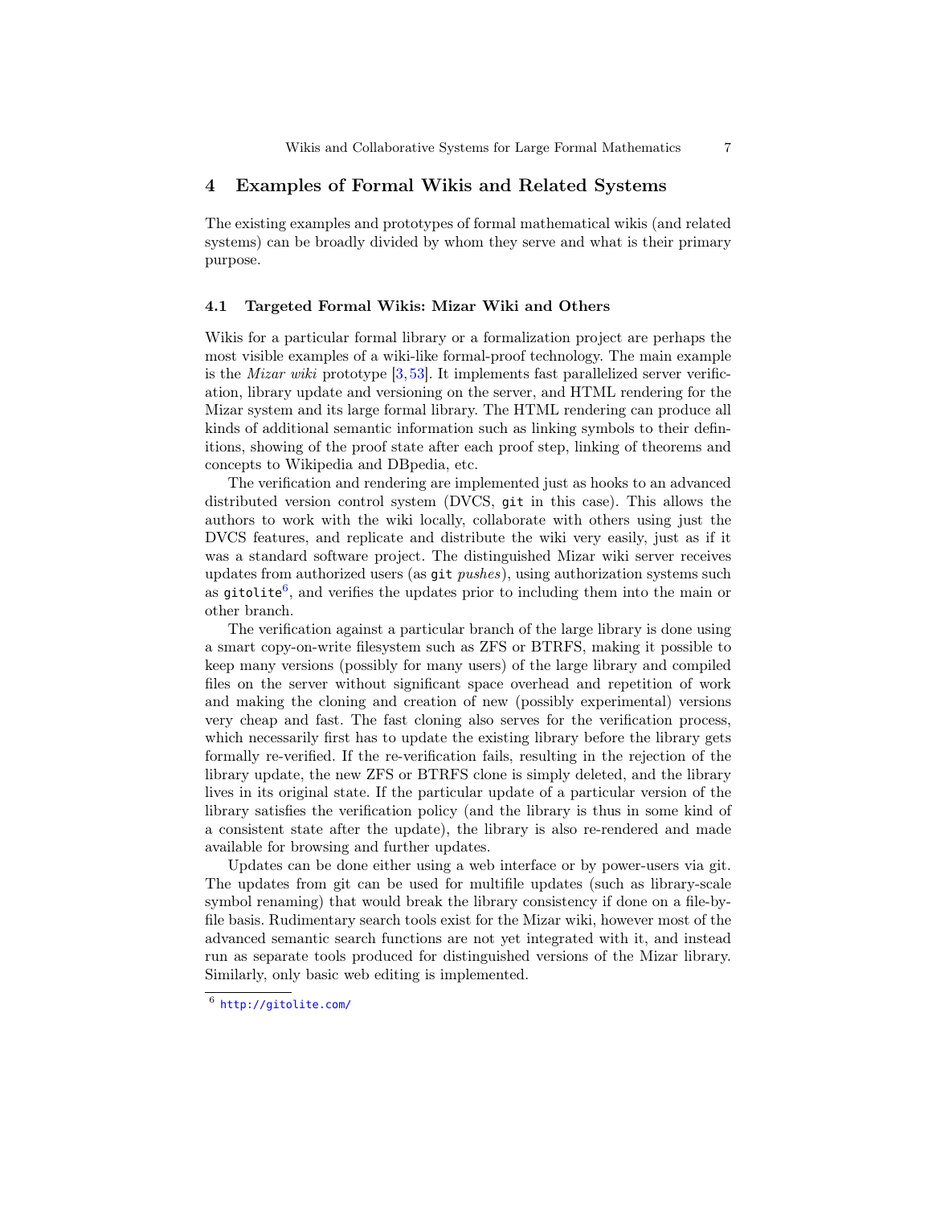## 4 Examples of Formal Wikis and Related Systems

The existing examples and prototypes of formal mathematical wikis (and related systems) can be broadly divided by whom they serve and what is their primary purpose.

### 4.1 Targeted Formal Wikis: Mizar Wiki and Others

Wikis for a particular formal library or a formalization project are perhaps the most visible examples of a wiki-like formal-proof technology. The main example is the *Mizar wiki* prototype [3,53]. It implements fast parallelized server verification, library update and versioning on the server, and HTML rendering for the Mizar system and its large formal library. The HTML rendering can produce all kinds of additional semantic information such as linking symbols to their definitions, showing of the proof state after each proof step, linking of theorems and concepts to Wikipedia and DBpedia, etc.

The verification and rendering are implemented just as hooks to an advanced distributed version control system (DVCS, `git` in this case). This allows the authors to work with the wiki locally, collaborate with others using just the DVCS features, and replicate and distribute the wiki very easily, just as if it was a standard software project. The distinguished Mizar wiki server receives updates from authorized users (as `git` *pushes*), using authorization systems such as `gitolite`[6], and verifies the updates prior to including them into the main or other branch.

The verification against a particular branch of the large library is done using a smart copy-on-write filesystem such as ZFS or BTRFS, making it possible to keep many versions (possibly for many users) of the large library and compiled files on the server without significant space overhead and repetition of work and making the cloning and creation of new (possibly experimental) versions very cheap and fast. The fast cloning also serves for the verification process, which necessarily first has to update the existing library before the library gets formally re-verified. If the re-verification fails, resulting in the rejection of the library update, the new ZFS or BTRFS clone is simply deleted, and the library lives in its original state. If the particular update of a particular version of the library satisfies the verification policy (and the library is thus in some kind of a consistent state after the update), the library is also re-rendered and made available for browsing and further updates.

Updates can be done either using a web interface or by power-users via git. The updates from git can be used for multifile updates (such as library-scale symbol renaming) that would break the library consistency if done on a file-by-file basis. Rudimentary search tools exist for the Mizar wiki, however most of the advanced semantic search functions are not yet integrated with it, and instead run as separate tools produced for distinguished versions of the Mizar library. Similarly, only basic web editing is implemented.

[6] http://gitolite.com/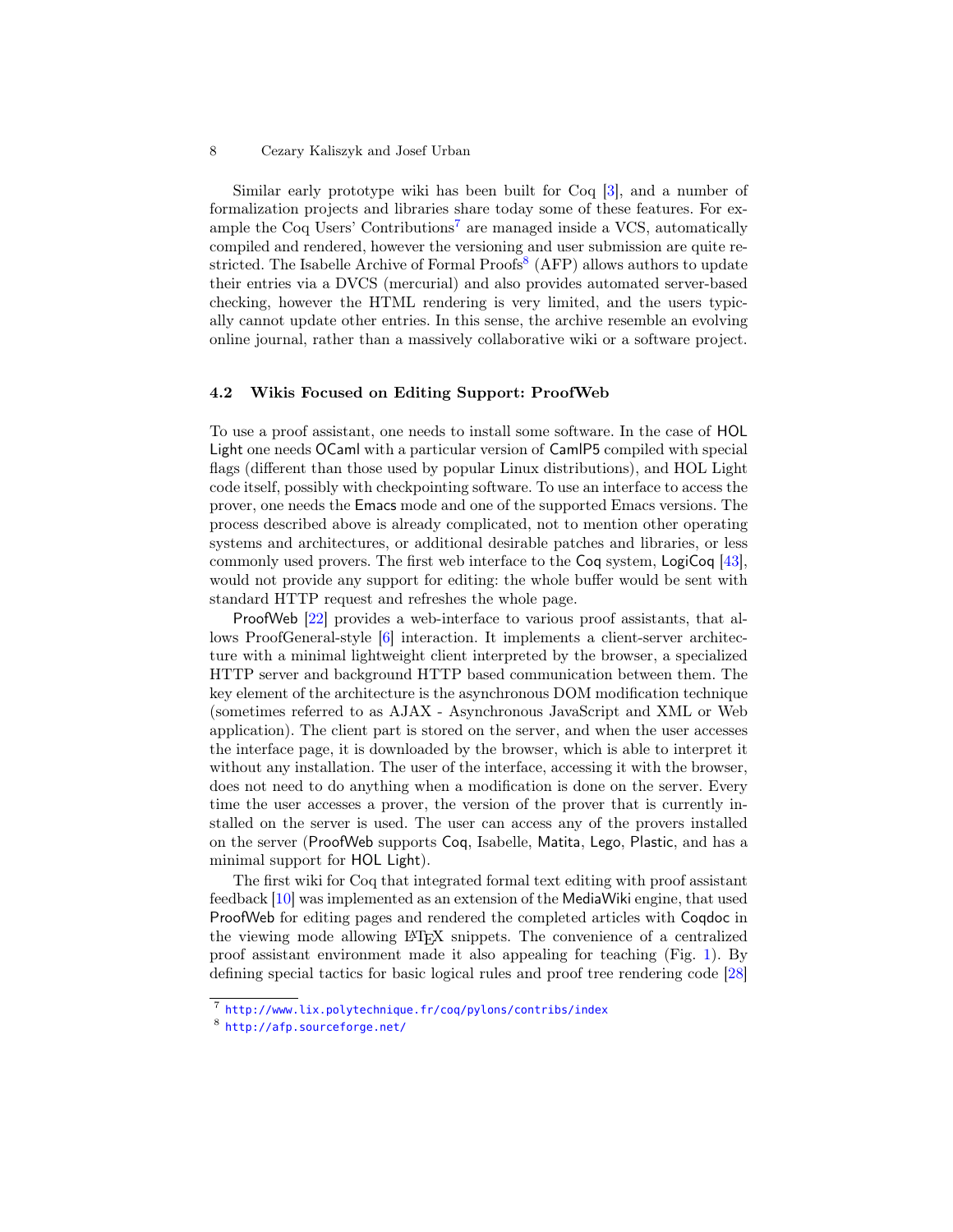Similar early prototype wiki has been built for Coq [3], and a number of formalization projects and libraries share today some of these features. For example the Coq Users' Contributions[7] are managed inside a VCS, automatically compiled and rendered, however the versioning and user submission are quite restricted. The Isabelle Archive of Formal Proofs[8] (AFP) allows authors to update their entries via a DVCS (mercurial) and also provides automated server-based checking, however the HTML rendering is very limited, and the users typically cannot update other entries. In this sense, the archive resemble an evolving online journal, rather than a massively collaborative wiki or a software project.

### 4.2 Wikis Focused on Editing Support: ProofWeb

To use a proof assistant, one needs to install some software. In the case of HOL Light one needs OCaml with a particular version of CamlP5 compiled with special flags (different than those used by popular Linux distributions), and HOL Light code itself, possibly with checkpointing software. To use an interface to access the prover, one needs the Emacs mode and one of the supported Emacs versions. The process described above is already complicated, not to mention other operating systems and architectures, or additional desirable patches and libraries, or less commonly used provers. The first web interface to the Coq system, LogiCoq [43], would not provide any support for editing: the whole buffer would be sent with standard HTTP request and refreshes the whole page.

ProofWeb [22] provides a web-interface to various proof assistants, that allows ProofGeneral-style [6] interaction. It implements a client-server architecture with a minimal lightweight client interpreted by the browser, a specialized HTTP server and background HTTP based communication between them. The key element of the architecture is the asynchronous DOM modification technique (sometimes referred to as AJAX - Asynchronous JavaScript and XML or Web application). The client part is stored on the server, and when the user accesses the interface page, it is downloaded by the browser, which is able to interpret it without any installation. The user of the interface, accessing it with the browser, does not need to do anything when a modification is done on the server. Every time the user accesses a prover, the version of the prover that is currently installed on the server is used. The user can access any of the provers installed on the server (ProofWeb supports Coq, Isabelle, Matita, Lego, Plastic, and has a minimal support for HOL Light).

The first wiki for Coq that integrated formal text editing with proof assistant feedback [10] was implemented as an extension of the MediaWiki engine, that used ProofWeb for editing pages and rendered the completed articles with Coqdoc in the viewing mode allowing LaTeX snippets. The convenience of a centralized proof assistant environment made it also appealing for teaching (Fig. 1). By defining special tactics for basic logical rules and proof tree rendering code [28]

[7] http://www.lix.polytechnique.fr/coq/pylons/contribs/index

[8] http://afp.sourceforge.net/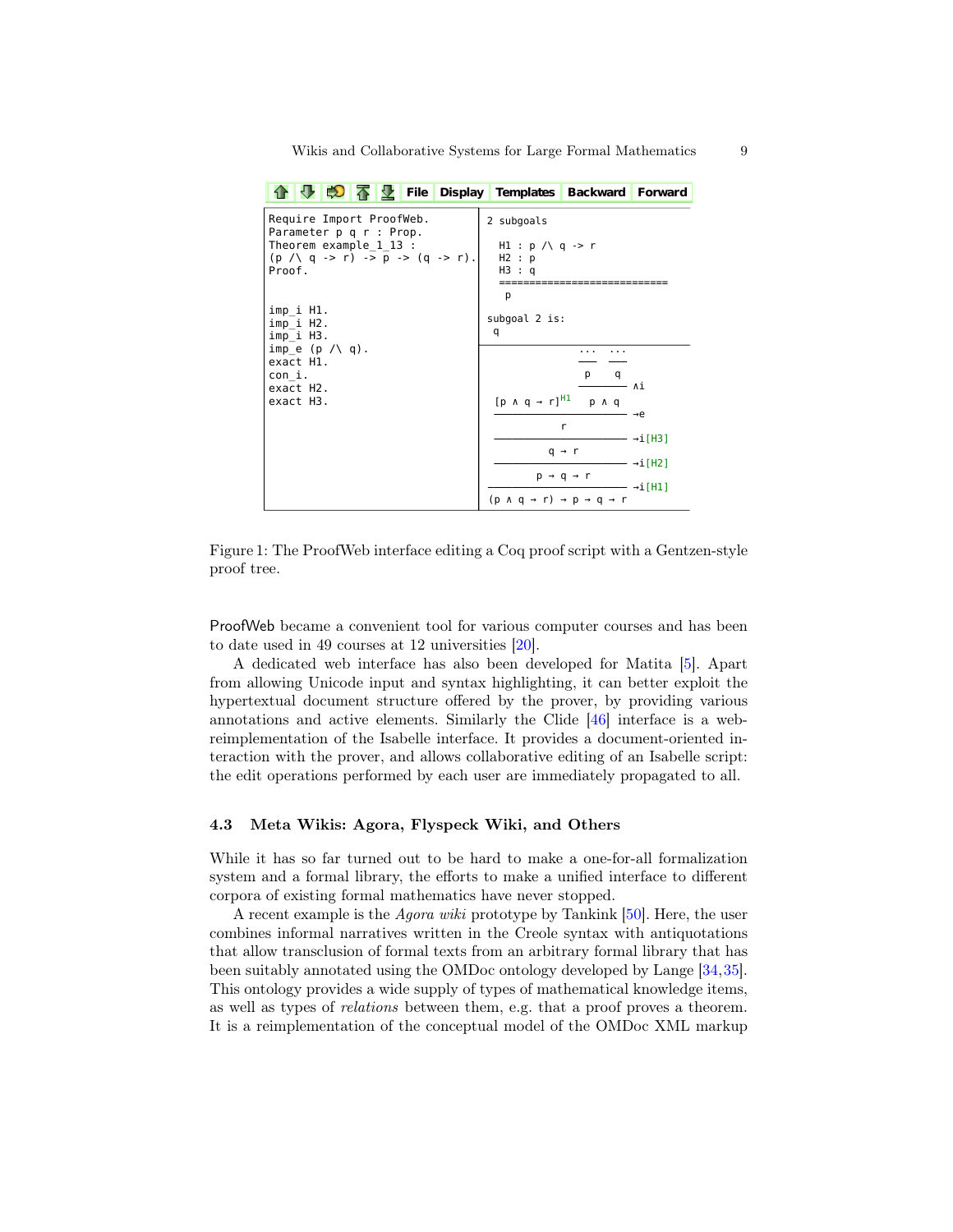```
Require Import ProofWeb.
Parameter p q r : Prop.
Theorem example_1_13 :
(p /\ q -> r) -> p -> (q -> r).
Proof.


imp_i H1.
imp_i H2.
imp_i H3.
imp_e (p /\ q).
exact H1.
con_i.
exact H2.
exact H3.
```

```
2 subgoals

  H1 : p /\ q -> r
  H2 : p
  H3 : q
  ============================
   p

subgoal 2 is:
 q
```

Figure 1: The ProofWeb interface editing a Coq proof script with a Gentzen-style proof tree.

ProofWeb became a convenient tool for various computer courses and has been to date used in 49 courses at 12 universities [20].

A dedicated web interface has also been developed for Matita [5]. Apart from allowing Unicode input and syntax highlighting, it can better exploit the hypertextual document structure offered by the prover, by providing various annotations and active elements. Similarly the Clide [46] interface is a web-reimplementation of the Isabelle interface. It provides a document-oriented interaction with the prover, and allows collaborative editing of an Isabelle script: the edit operations performed by each user are immediately propagated to all.

### 4.3 Meta Wikis: Agora, Flyspeck Wiki, and Others

While it has so far turned out to be hard to make a one-for-all formalization system and a formal library, the efforts to make a unified interface to different corpora of existing formal mathematics have never stopped.

A recent example is the *Agora wiki* prototype by Tankink [50]. Here, the user combines informal narratives written in the Creole syntax with antiquotations that allow transclusion of formal texts from an arbitrary formal library that has been suitably annotated using the OMDoc ontology developed by Lange [34,35]. This ontology provides a wide supply of types of mathematical knowledge items, as well as types of *relations* between them, e.g. that a proof proves a theorem. It is a reimplementation of the conceptual model of the OMDoc XML markup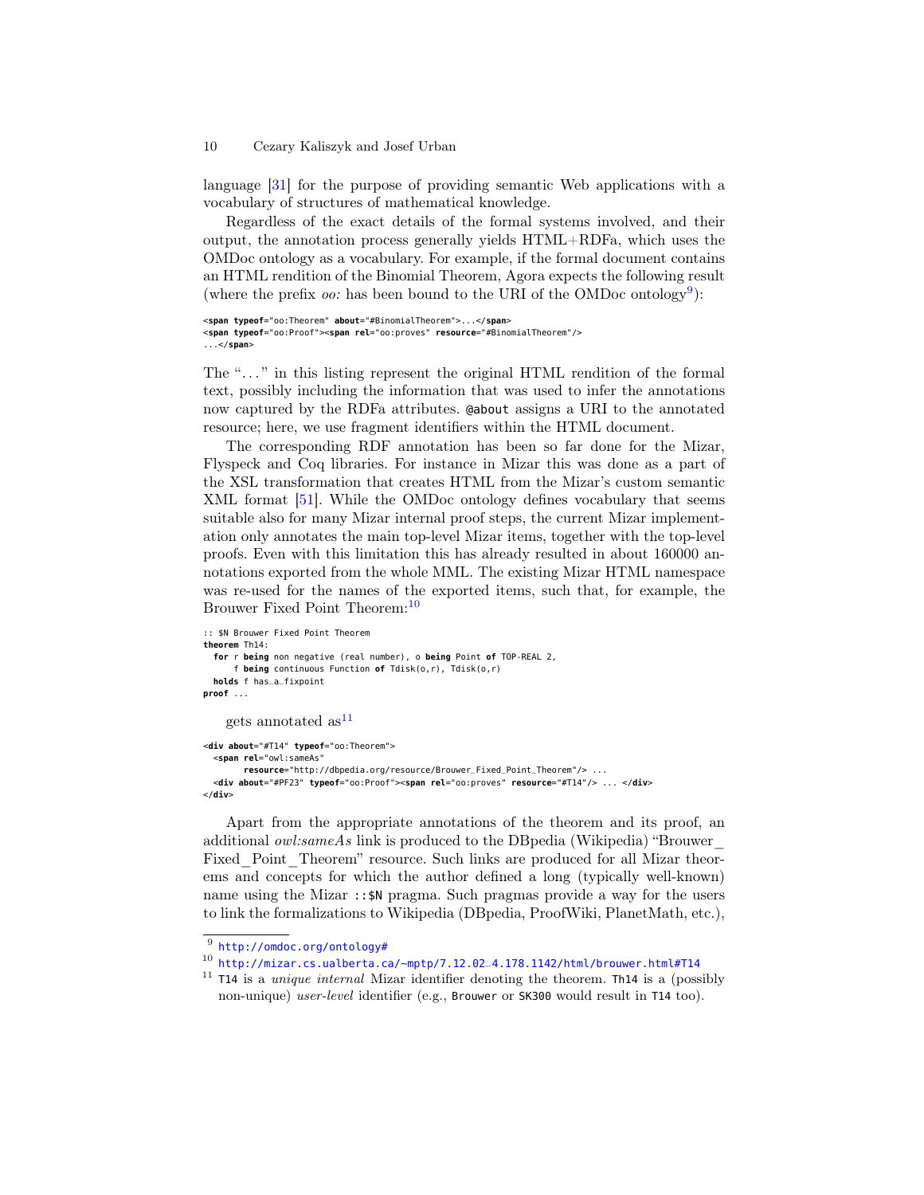language [31] for the purpose of providing semantic Web applications with a vocabulary of structures of mathematical knowledge.

Regardless of the exact details of the formal systems involved, and their output, the annotation process generally yields HTML+RDFa, which uses the OMDoc ontology as a vocabulary. For example, if the formal document contains an HTML rendition of the Binomial Theorem, Agora expects the following result (where the prefix *oo:* has been bound to the URI of the OMDoc ontology[9]):

```
<span typeof="oo:Theorem" about="#BinomialTheorem">...</span>
<span typeof="oo:Proof"><span rel="oo:proves" resource="#BinomialTheorem"/>
...</span>
```

The "..." in this listing represent the original HTML rendition of the formal text, possibly including the information that was used to infer the annotations now captured by the RDFa attributes. `@about` assigns a URI to the annotated resource; here, we use fragment identifiers within the HTML document.

The corresponding RDF annotation has been so far done for the Mizar, Flyspeck and Coq libraries. For instance in Mizar this was done as a part of the XSL transformation that creates HTML from the Mizar's custom semantic XML format [51]. While the OMDoc ontology defines vocabulary that seems suitable also for many Mizar internal proof steps, the current Mizar implementation only annotates the main top-level Mizar items, together with the top-level proofs. Even with this limitation this has already resulted in about 160000 annotations exported from the whole MML. The existing Mizar HTML namespace was re-used for the names of the exported items, such that, for example, the Brouwer Fixed Point Theorem:[10]

```
:: $N Brouwer Fixed Point Theorem
theorem Th14:
  for r being non negative (real number), o being Point of TOP-REAL 2,
      f being continuous Function of Tdisk(o,r), Tdisk(o,r)
  holds f has_a_fixpoint
proof ...
```

gets annotated as[11]

```
<div about="#T14" typeof="oo:Theorem">
  <span rel="owl:sameAs"
        resource="http://dbpedia.org/resource/Brouwer_Fixed_Point_Theorem"/> ...
  <div about="#PF23" typeof="oo:Proof"><span rel="oo:proves" resource="#T14"/> ... </div>
</div>
```

Apart from the appropriate annotations of the theorem and its proof, an additional *owl:sameAs* link is produced to the DBpedia (Wikipedia) "Brouwer_Fixed_Point_Theorem" resource. Such links are produced for all Mizar theorems and concepts for which the author defined a long (typically well-known) name using the Mizar `::$N` pragma. Such pragmas provide a way for the users to link the formalizations to Wikipedia (DBpedia, ProofWiki, PlanetMath, etc.),

---

[9] http://omdoc.org/ontology#

[10] http://mizar.cs.ualberta.ca/~mptp/7.12.02_4.178.1142/html/brouwer.html#T14

[11] `T14` is a *unique internal* Mizar identifier denoting the theorem. `Th14` is a (possibly non-unique) *user-level* identifier (e.g., `Brouwer` or `SK300` would result in `T14` too).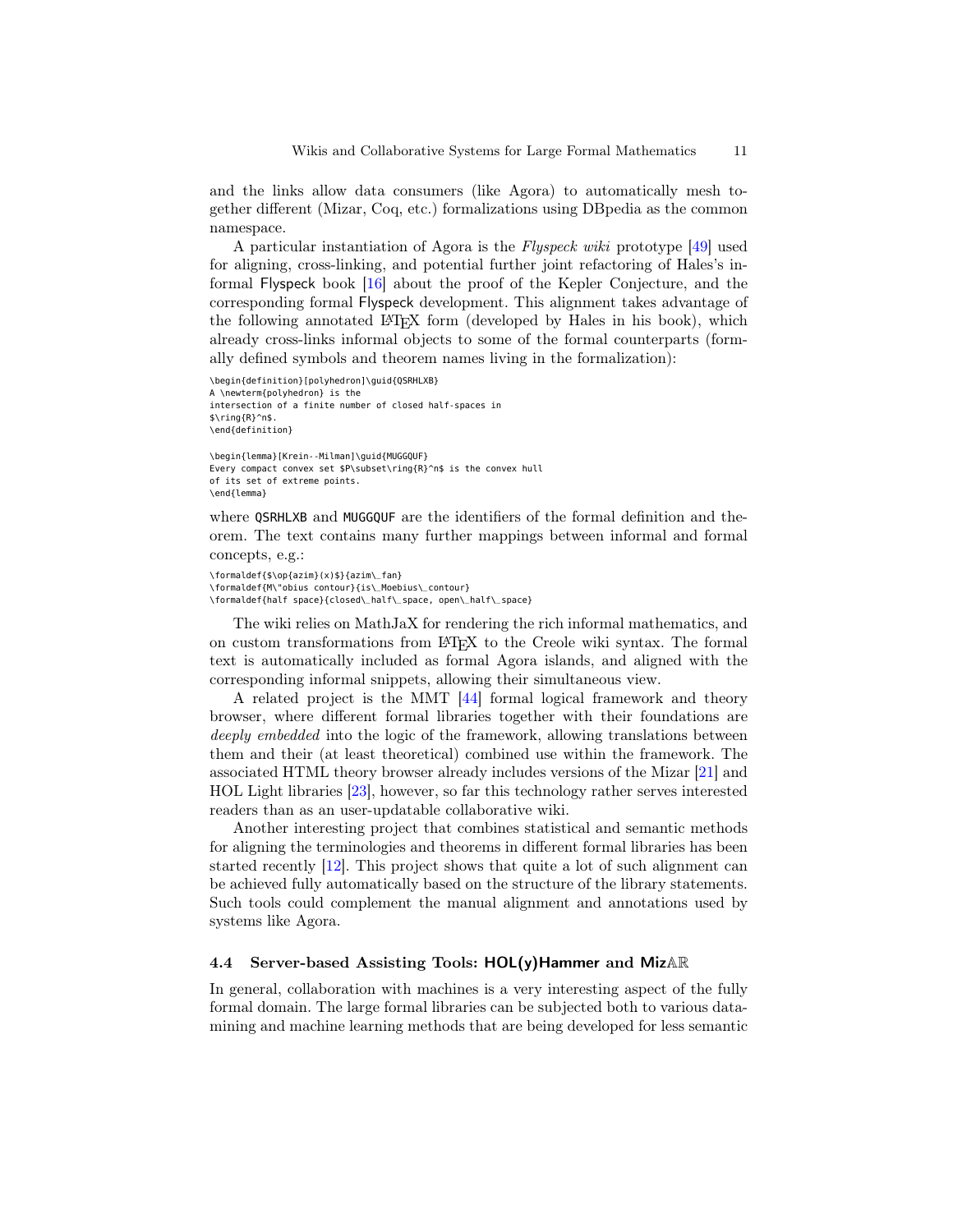and the links allow data consumers (like Agora) to automatically mesh together different (Mizar, Coq, etc.) formalizations using DBpedia as the common namespace.

A particular instantiation of Agora is the *Flyspeck wiki* prototype [49] used for aligning, cross-linking, and potential further joint refactoring of Hales's informal Flyspeck book [16] about the proof of the Kepler Conjecture, and the corresponding formal Flyspeck development. This alignment takes advantage of the following annotated LaTeX form (developed by Hales in his book), which already cross-links informal objects to some of the formal counterparts (formally defined symbols and theorem names living in the formalization):

```
\begin{definition}[polyhedron]\guid{QSRHLXB}
A \newterm{polyhedron} is the
intersection of a finite number of closed half-spaces in
$\ring{R}^n$.
\end{definition}

\begin{lemma}[Krein--Milman]\guid{MUGGQUF}
Every compact convex set $P\subset\ring{R}^n$ is the convex hull
of its set of extreme points.
\end{lemma}
```

where QSRHLXB and MUGGQUF are the identifiers of the formal definition and theorem. The text contains many further mappings between informal and formal concepts, e.g.:

```
\formaldef{$\op{azim}(x)$}{azim\_fan}
\formaldef{M\"obius contour}{is\_Moebius\_contour}
\formaldef{half space}{closed\_half\_space, open\_half\_space}
```

The wiki relies on MathJaX for rendering the rich informal mathematics, and on custom transformations from LaTeX to the Creole wiki syntax. The formal text is automatically included as formal Agora islands, and aligned with the corresponding informal snippets, allowing their simultaneous view.

A related project is the MMT [44] formal logical framework and theory browser, where different formal libraries together with their foundations are *deeply embedded* into the logic of the framework, allowing translations between them and their (at least theoretical) combined use within the framework. The associated HTML theory browser already includes versions of the Mizar [21] and HOL Light libraries [23], however, so far this technology rather serves interested readers than as an user-updatable collaborative wiki.

Another interesting project that combines statistical and semantic methods for aligning the terminologies and theorems in different formal libraries has been started recently [12]. This project shows that quite a lot of such alignment can be achieved fully automatically based on the structure of the library statements. Such tools could complement the manual alignment and annotations used by systems like Agora.

### 4.4 Server-based Assisting Tools: HOL(y)Hammer and Miz$\mathbb{AR}$

In general, collaboration with machines is a very interesting aspect of the fully formal domain. The large formal libraries can be subjected both to various data-mining and machine learning methods that are being developed for less semantic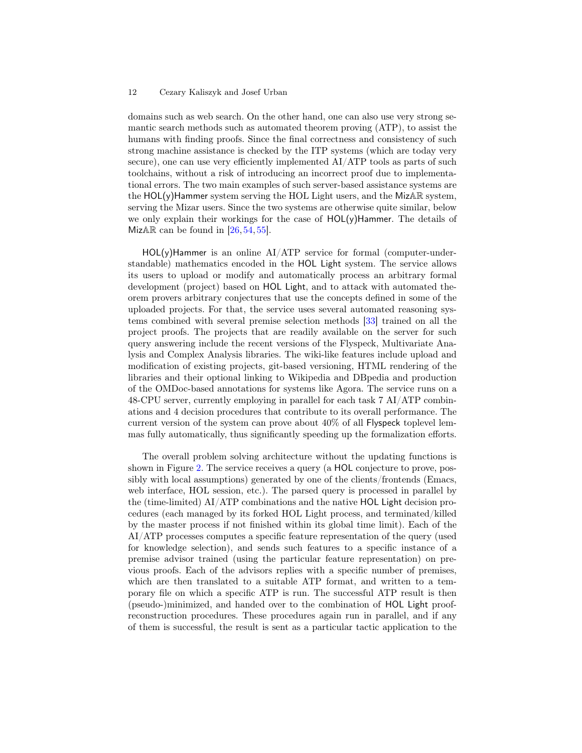domains such as web search. On the other hand, one can also use very strong semantic search methods such as automated theorem proving (ATP), to assist the humans with finding proofs. Since the final correctness and consistency of such strong machine assistance is checked by the ITP systems (which are today very secure), one can use very efficiently implemented AI/ATP tools as parts of such toolchains, without a risk of introducing an incorrect proof due to implementational errors. The two main examples of such server-based assistance systems are the HOL(y)Hammer system serving the HOL Light users, and the Miz$\mathbb{AR}$ system, serving the Mizar users. Since the two systems are otherwise quite similar, below we only explain their workings for the case of HOL(y)Hammer. The details of Miz$\mathbb{AR}$ can be found in [26, 54, 55].

HOL(y)Hammer is an online AI/ATP service for formal (computer-understandable) mathematics encoded in the HOL Light system. The service allows its users to upload or modify and automatically process an arbitrary formal development (project) based on HOL Light, and to attack with automated theorem provers arbitrary conjectures that use the concepts defined in some of the uploaded projects. For that, the service uses several automated reasoning systems combined with several premise selection methods [33] trained on all the project proofs. The projects that are readily available on the server for such query answering include the recent versions of the Flyspeck, Multivariate Analysis and Complex Analysis libraries. The wiki-like features include upload and modification of existing projects, git-based versioning, HTML rendering of the libraries and their optional linking to Wikipedia and DBpedia and production of the OMDoc-based annotations for systems like Agora. The service runs on a 48-CPU server, currently employing in parallel for each task 7 AI/ATP combinations and 4 decision procedures that contribute to its overall performance. The current version of the system can prove about 40% of all Flyspeck toplevel lemmas fully automatically, thus significantly speeding up the formalization efforts.

The overall problem solving architecture without the updating functions is shown in Figure 2. The service receives a query (a HOL conjecture to prove, possibly with local assumptions) generated by one of the clients/frontends (Emacs, web interface, HOL session, etc.). The parsed query is processed in parallel by the (time-limited) AI/ATP combinations and the native HOL Light decision procedures (each managed by its forked HOL Light process, and terminated/killed by the master process if not finished within its global time limit). Each of the AI/ATP processes computes a specific feature representation of the query (used for knowledge selection), and sends such features to a specific instance of a premise advisor trained (using the particular feature representation) on previous proofs. Each of the advisors replies with a specific number of premises, which are then translated to a suitable ATP format, and written to a temporary file on which a specific ATP is run. The successful ATP result is then (pseudo-)minimized, and handed over to the combination of HOL Light proof-reconstruction procedures. These procedures again run in parallel, and if any of them is successful, the result is sent as a particular tactic application to the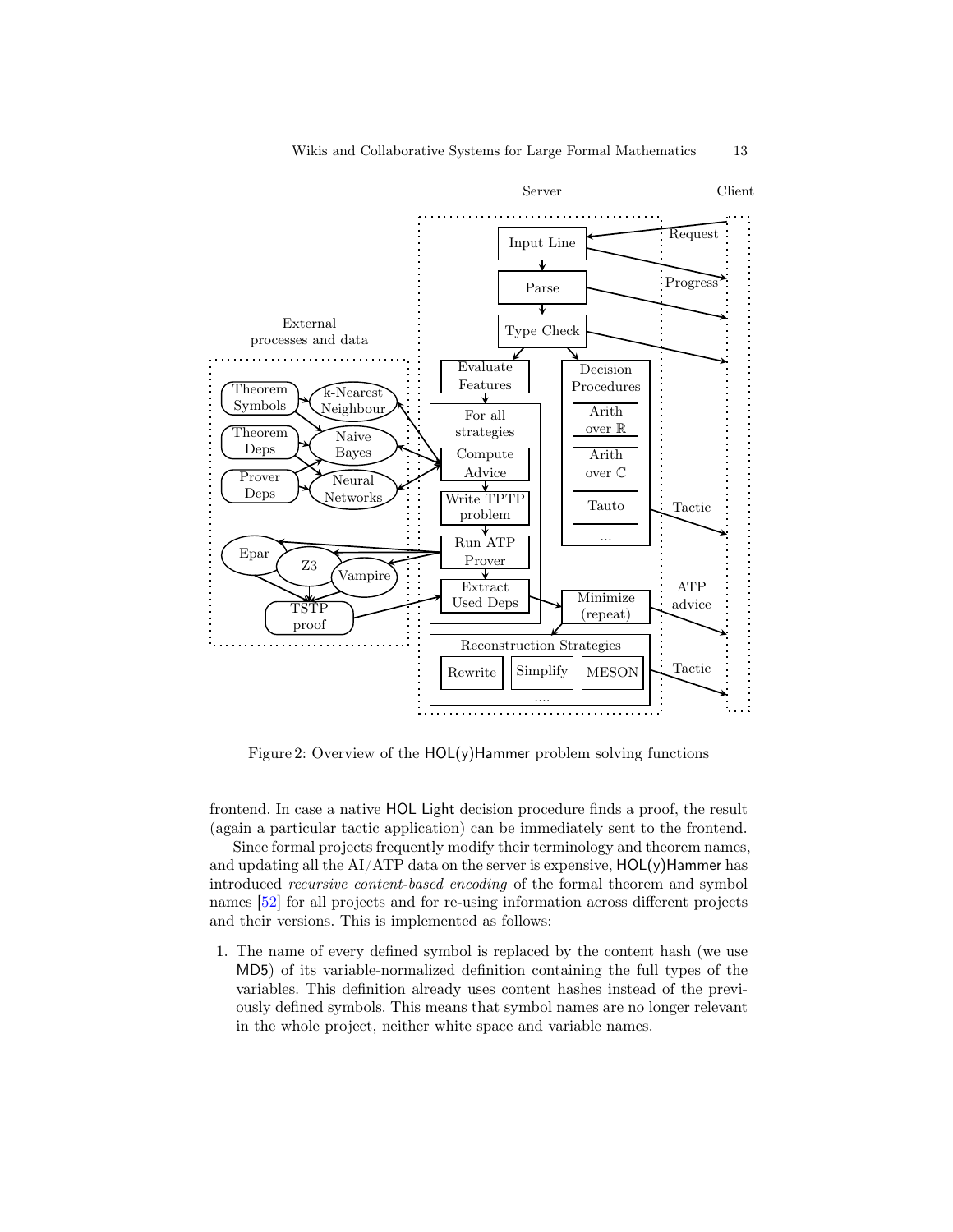Figure 2: Overview of the HOL(y)Hammer problem solving functions

frontend. In case a native HOL Light decision procedure finds a proof, the result (again a particular tactic application) can be immediately sent to the frontend.

Since formal projects frequently modify their terminology and theorem names, and updating all the AI/ATP data on the server is expensive, HOL(y)Hammer has introduced *recursive content-based encoding* of the formal theorem and symbol names [52] for all projects and for re-using information across different projects and their versions. This is implemented as follows:

1. The name of every defined symbol is replaced by the content hash (we use MD5) of its variable-normalized definition containing the full types of the variables. This definition already uses content hashes instead of the previously defined symbols. This means that symbol names are no longer relevant in the whole project, neither white space and variable names.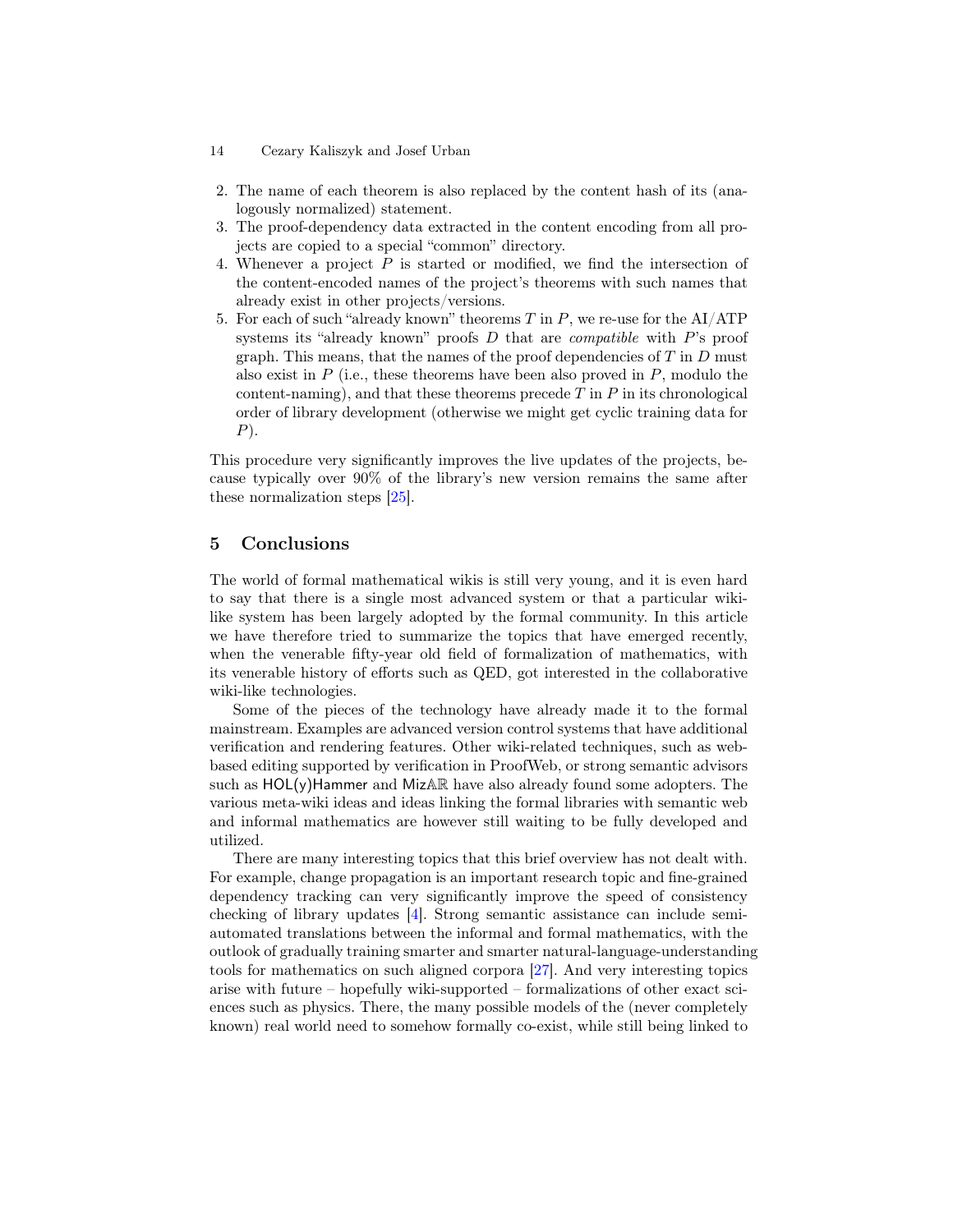2. The name of each theorem is also replaced by the content hash of its (analogously normalized) statement.
3. The proof-dependency data extracted in the content encoding from all projects are copied to a special "common" directory.
4. Whenever a project $P$ is started or modified, we find the intersection of the content-encoded names of the project's theorems with such names that already exist in other projects/versions.
5. For each of such "already known" theorems $T$ in $P$, we re-use for the AI/ATP systems its "already known" proofs $D$ that are *compatible* with $P$'s proof graph. This means, that the names of the proof dependencies of $T$ in $D$ must also exist in $P$ (i.e., these theorems have been also proved in $P$, modulo the content-naming), and that these theorems precede $T$ in $P$ in its chronological order of library development (otherwise we might get cyclic training data for $P$).

This procedure very significantly improves the live updates of the projects, because typically over 90% of the library's new version remains the same after these normalization steps [25].

## 5 Conclusions

The world of formal mathematical wikis is still very young, and it is even hard to say that there is a single most advanced system or that a particular wiki-like system has been largely adopted by the formal community. In this article we have therefore tried to summarize the topics that have emerged recently, when the venerable fifty-year old field of formalization of mathematics, with its venerable history of efforts such as QED, got interested in the collaborative wiki-like technologies.

Some of the pieces of the technology have already made it to the formal mainstream. Examples are advanced version control systems that have additional verification and rendering features. Other wiki-related techniques, such as web-based editing supported by verification in ProofWeb, or strong semantic advisors such as HOL(y)Hammer and Miz$\mathbb{AR}$ have also already found some adopters. The various meta-wiki ideas and ideas linking the formal libraries with semantic web and informal mathematics are however still waiting to be fully developed and utilized.

There are many interesting topics that this brief overview has not dealt with. For example, change propagation is an important research topic and fine-grained dependency tracking can very significantly improve the speed of consistency checking of library updates [4]. Strong semantic assistance can include semi-automated translations between the informal and formal mathematics, with the outlook of gradually training smarter and smarter natural-language-understanding tools for mathematics on such aligned corpora [27]. And very interesting topics arise with future – hopefully wiki-supported – formalizations of other exact sciences such as physics. There, the many possible models of the (never completely known) real world need to somehow formally co-exist, while still being linked to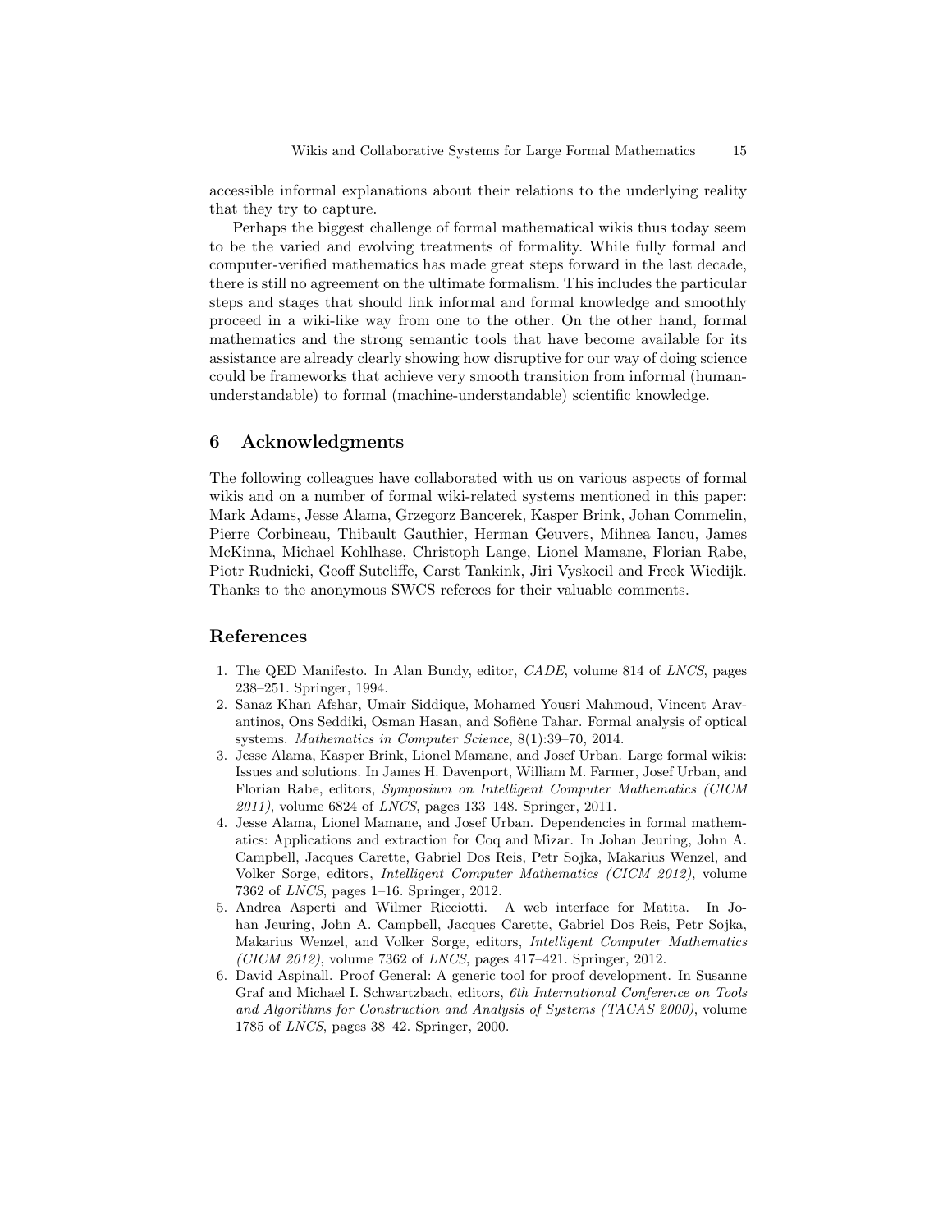accessible informal explanations about their relations to the underlying reality that they try to capture.

Perhaps the biggest challenge of formal mathematical wikis thus today seem to be the varied and evolving treatments of formality. While fully formal and computer-verified mathematics has made great steps forward in the last decade, there is still no agreement on the ultimate formalism. This includes the particular steps and stages that should link informal and formal knowledge and smoothly proceed in a wiki-like way from one to the other. On the other hand, formal mathematics and the strong semantic tools that have become available for its assistance are already clearly showing how disruptive for our way of doing science could be frameworks that achieve very smooth transition from informal (human-understandable) to formal (machine-understandable) scientific knowledge.

## 6 Acknowledgments

The following colleagues have collaborated with us on various aspects of formal wikis and on a number of formal wiki-related systems mentioned in this paper: Mark Adams, Jesse Alama, Grzegorz Bancerek, Kasper Brink, Johan Commelin, Pierre Corbineau, Thibault Gauthier, Herman Geuvers, Mihnea Iancu, James McKinna, Michael Kohlhase, Christoph Lange, Lionel Mamane, Florian Rabe, Piotr Rudnicki, Geoff Sutcliffe, Carst Tankink, Jiri Vyskocil and Freek Wiedijk. Thanks to the anonymous SWCS referees for their valuable comments.

## References

1. The QED Manifesto. In Alan Bundy, editor, *CADE*, volume 814 of *LNCS*, pages 238–251. Springer, 1994.
2. Sanaz Khan Afshar, Umair Siddique, Mohamed Yousri Mahmoud, Vincent Aravantinos, Ons Seddiki, Osman Hasan, and Sofiène Tahar. Formal analysis of optical systems. *Mathematics in Computer Science*, 8(1):39–70, 2014.
3. Jesse Alama, Kasper Brink, Lionel Mamane, and Josef Urban. Large formal wikis: Issues and solutions. In James H. Davenport, William M. Farmer, Josef Urban, and Florian Rabe, editors, *Symposium on Intelligent Computer Mathematics (CICM 2011)*, volume 6824 of *LNCS*, pages 133–148. Springer, 2011.
4. Jesse Alama, Lionel Mamane, and Josef Urban. Dependencies in formal mathematics: Applications and extraction for Coq and Mizar. In Johan Jeuring, John A. Campbell, Jacques Carette, Gabriel Dos Reis, Petr Sojka, Makarius Wenzel, and Volker Sorge, editors, *Intelligent Computer Mathematics (CICM 2012)*, volume 7362 of *LNCS*, pages 1–16. Springer, 2012.
5. Andrea Asperti and Wilmer Ricciotti. A web interface for Matita. In Johan Jeuring, John A. Campbell, Jacques Carette, Gabriel Dos Reis, Petr Sojka, Makarius Wenzel, and Volker Sorge, editors, *Intelligent Computer Mathematics (CICM 2012)*, volume 7362 of *LNCS*, pages 417–421. Springer, 2012.
6. David Aspinall. Proof General: A generic tool for proof development. In Susanne Graf and Michael I. Schwartzbach, editors, *6th International Conference on Tools and Algorithms for Construction and Analysis of Systems (TACAS 2000)*, volume 1785 of *LNCS*, pages 38–42. Springer, 2000.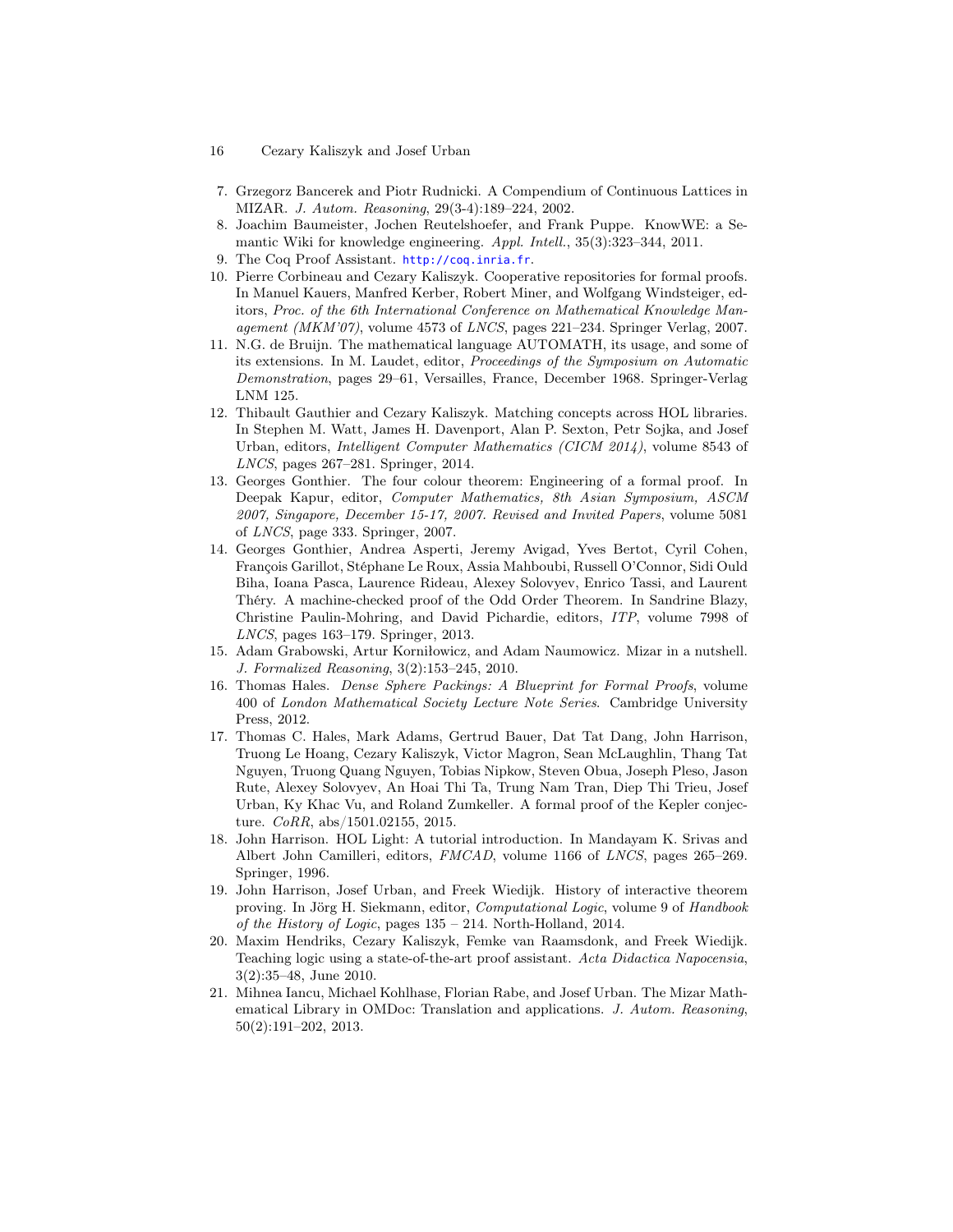7. Grzegorz Bancerek and Piotr Rudnicki. A Compendium of Continuous Lattices in MIZAR. *J. Autom. Reasoning*, 29(3-4):189–224, 2002.
8. Joachim Baumeister, Jochen Reutelshoefer, and Frank Puppe. KnowWE: a Semantic Wiki for knowledge engineering. *Appl. Intell.*, 35(3):323–344, 2011.
9. The Coq Proof Assistant. http://coq.inria.fr.
10. Pierre Corbineau and Cezary Kaliszyk. Cooperative repositories for formal proofs. In Manuel Kauers, Manfred Kerber, Robert Miner, and Wolfgang Windsteiger, editors, *Proc. of the 6th International Conference on Mathematical Knowledge Management (MKM'07)*, volume 4573 of *LNCS*, pages 221–234. Springer Verlag, 2007.
11. N.G. de Bruijn. The mathematical language AUTOMATH, its usage, and some of its extensions. In M. Laudet, editor, *Proceedings of the Symposium on Automatic Demonstration*, pages 29–61, Versailles, France, December 1968. Springer-Verlag LNM 125.
12. Thibault Gauthier and Cezary Kaliszyk. Matching concepts across HOL libraries. In Stephen M. Watt, James H. Davenport, Alan P. Sexton, Petr Sojka, and Josef Urban, editors, *Intelligent Computer Mathematics (CICM 2014)*, volume 8543 of *LNCS*, pages 267–281. Springer, 2014.
13. Georges Gonthier. The four colour theorem: Engineering of a formal proof. In Deepak Kapur, editor, *Computer Mathematics, 8th Asian Symposium, ASCM 2007, Singapore, December 15-17, 2007. Revised and Invited Papers*, volume 5081 of *LNCS*, page 333. Springer, 2007.
14. Georges Gonthier, Andrea Asperti, Jeremy Avigad, Yves Bertot, Cyril Cohen, François Garillot, Stéphane Le Roux, Assia Mahboubi, Russell O'Connor, Sidi Ould Biha, Ioana Pasca, Laurence Rideau, Alexey Solovyev, Enrico Tassi, and Laurent Théry. A machine-checked proof of the Odd Order Theorem. In Sandrine Blazy, Christine Paulin-Mohring, and David Pichardie, editors, *ITP*, volume 7998 of *LNCS*, pages 163–179. Springer, 2013.
15. Adam Grabowski, Artur Korniłowicz, and Adam Naumowicz. Mizar in a nutshell. *J. Formalized Reasoning*, 3(2):153–245, 2010.
16. Thomas Hales. *Dense Sphere Packings: A Blueprint for Formal Proofs*, volume 400 of *London Mathematical Society Lecture Note Series*. Cambridge University Press, 2012.
17. Thomas C. Hales, Mark Adams, Gertrud Bauer, Dat Tat Dang, John Harrison, Truong Le Hoang, Cezary Kaliszyk, Victor Magron, Sean McLaughlin, Thang Tat Nguyen, Truong Quang Nguyen, Tobias Nipkow, Steven Obua, Joseph Pleso, Jason Rute, Alexey Solovyev, An Hoai Thi Ta, Trung Nam Tran, Diep Thi Trieu, Josef Urban, Ky Khac Vu, and Roland Zumkeller. A formal proof of the Kepler conjecture. *CoRR*, abs/1501.02155, 2015.
18. John Harrison. HOL Light: A tutorial introduction. In Mandayam K. Srivas and Albert John Camilleri, editors, *FMCAD*, volume 1166 of *LNCS*, pages 265–269. Springer, 1996.
19. John Harrison, Josef Urban, and Freek Wiedijk. History of interactive theorem proving. In Jörg H. Siekmann, editor, *Computational Logic*, volume 9 of *Handbook of the History of Logic*, pages 135 – 214. North-Holland, 2014.
20. Maxim Hendriks, Cezary Kaliszyk, Femke van Raamsdonk, and Freek Wiedijk. Teaching logic using a state-of-the-art proof assistant. *Acta Didactica Napocensia*, 3(2):35–48, June 2010.
21. Mihnea Iancu, Michael Kohlhase, Florian Rabe, and Josef Urban. The Mizar Mathematical Library in OMDoc: Translation and applications. *J. Autom. Reasoning*, 50(2):191–202, 2013.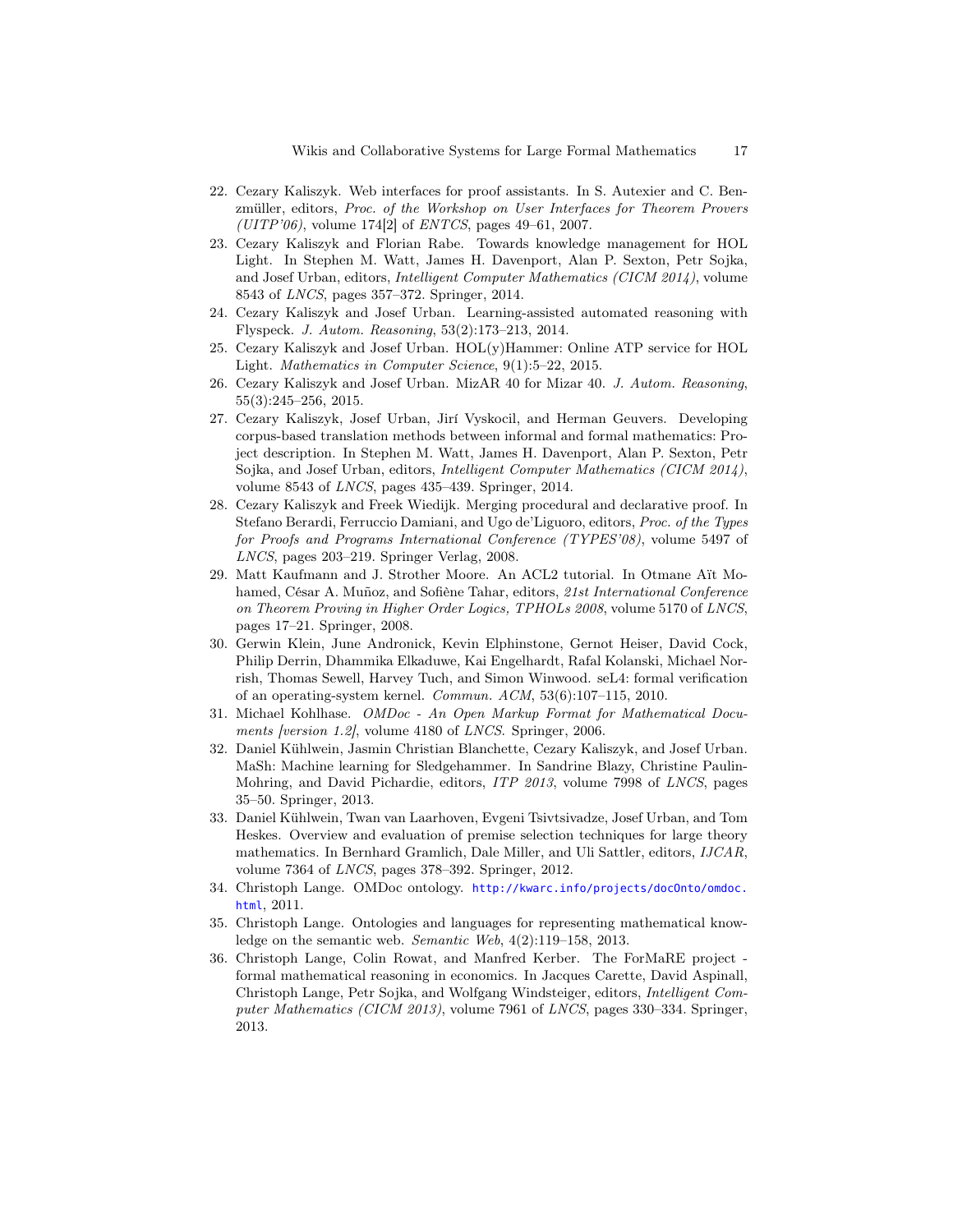22. Cezary Kaliszyk. Web interfaces for proof assistants. In S. Autexier and C. Benzmüller, editors, *Proc. of the Workshop on User Interfaces for Theorem Provers (UITP'06)*, volume 174[2] of *ENTCS*, pages 49–61, 2007.
23. Cezary Kaliszyk and Florian Rabe. Towards knowledge management for HOL Light. In Stephen M. Watt, James H. Davenport, Alan P. Sexton, Petr Sojka, and Josef Urban, editors, *Intelligent Computer Mathematics (CICM 2014)*, volume 8543 of *LNCS*, pages 357–372. Springer, 2014.
24. Cezary Kaliszyk and Josef Urban. Learning-assisted automated reasoning with Flyspeck. *J. Autom. Reasoning*, 53(2):173–213, 2014.
25. Cezary Kaliszyk and Josef Urban. HOL(y)Hammer: Online ATP service for HOL Light. *Mathematics in Computer Science*, 9(1):5–22, 2015.
26. Cezary Kaliszyk and Josef Urban. MizAR 40 for Mizar 40. *J. Autom. Reasoning*, 55(3):245–256, 2015.
27. Cezary Kaliszyk, Josef Urban, Jirí Vyskocil, and Herman Geuvers. Developing corpus-based translation methods between informal and formal mathematics: Project description. In Stephen M. Watt, James H. Davenport, Alan P. Sexton, Petr Sojka, and Josef Urban, editors, *Intelligent Computer Mathematics (CICM 2014)*, volume 8543 of *LNCS*, pages 435–439. Springer, 2014.
28. Cezary Kaliszyk and Freek Wiedijk. Merging procedural and declarative proof. In Stefano Berardi, Ferruccio Damiani, and Ugo de'Liguoro, editors, *Proc. of the Types for Proofs and Programs International Conference (TYPES'08)*, volume 5497 of *LNCS*, pages 203–219. Springer Verlag, 2008.
29. Matt Kaufmann and J. Strother Moore. An ACL2 tutorial. In Otmane Aït Mohamed, César A. Muñoz, and Sofiène Tahar, editors, *21st International Conference on Theorem Proving in Higher Order Logics, TPHOLs 2008*, volume 5170 of *LNCS*, pages 17–21. Springer, 2008.
30. Gerwin Klein, June Andronick, Kevin Elphinstone, Gernot Heiser, David Cock, Philip Derrin, Dhammika Elkaduwe, Kai Engelhardt, Rafal Kolanski, Michael Norrish, Thomas Sewell, Harvey Tuch, and Simon Winwood. seL4: formal verification of an operating-system kernel. *Commun. ACM*, 53(6):107–115, 2010.
31. Michael Kohlhase. *OMDoc - An Open Markup Format for Mathematical Documents [version 1.2]*, volume 4180 of *LNCS*. Springer, 2006.
32. Daniel Kühlwein, Jasmin Christian Blanchette, Cezary Kaliszyk, and Josef Urban. MaSh: Machine learning for Sledgehammer. In Sandrine Blazy, Christine Paulin-Mohring, and David Pichardie, editors, *ITP 2013*, volume 7998 of *LNCS*, pages 35–50. Springer, 2013.
33. Daniel Kühlwein, Twan van Laarhoven, Evgeni Tsivtsivadze, Josef Urban, and Tom Heskes. Overview and evaluation of premise selection techniques for large theory mathematics. In Bernhard Gramlich, Dale Miller, and Uli Sattler, editors, *IJCAR*, volume 7364 of *LNCS*, pages 378–392. Springer, 2012.
34. Christoph Lange. OMDoc ontology. http://kwarc.info/projects/docOnto/omdoc.html, 2011.
35. Christoph Lange. Ontologies and languages for representing mathematical knowledge on the semantic web. *Semantic Web*, 4(2):119–158, 2013.
36. Christoph Lange, Colin Rowat, and Manfred Kerber. The ForMaRE project - formal mathematical reasoning in economics. In Jacques Carette, David Aspinall, Christoph Lange, Petr Sojka, and Wolfgang Windsteiger, editors, *Intelligent Computer Mathematics (CICM 2013)*, volume 7961 of *LNCS*, pages 330–334. Springer, 2013.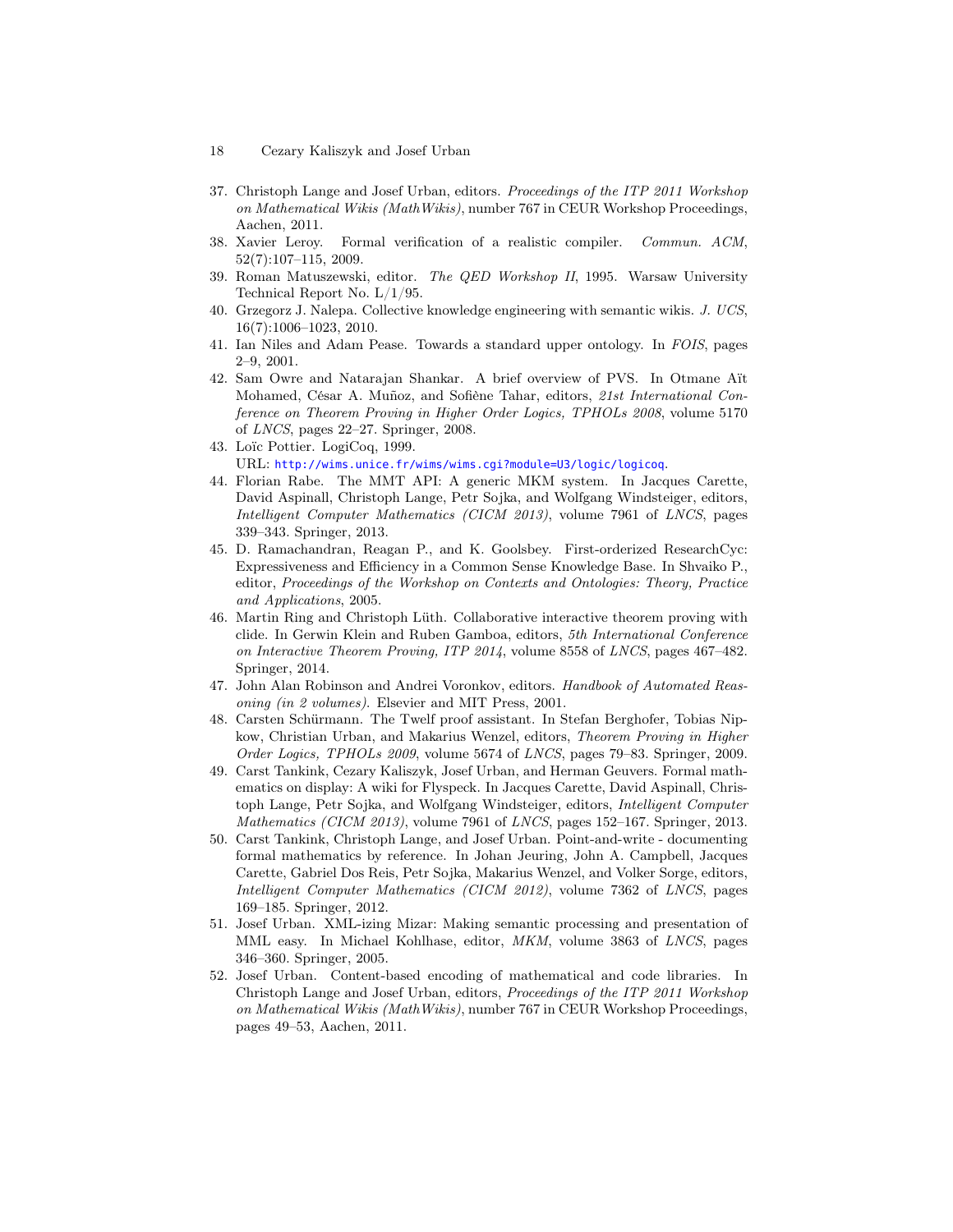37. Christoph Lange and Josef Urban, editors. *Proceedings of the ITP 2011 Workshop on Mathematical Wikis (MathWikis)*, number 767 in CEUR Workshop Proceedings, Aachen, 2011.
38. Xavier Leroy. Formal verification of a realistic compiler. *Commun. ACM*, 52(7):107–115, 2009.
39. Roman Matuszewski, editor. *The QED Workshop II*, 1995. Warsaw University Technical Report No. L/1/95.
40. Grzegorz J. Nalepa. Collective knowledge engineering with semantic wikis. *J. UCS*, 16(7):1006–1023, 2010.
41. Ian Niles and Adam Pease. Towards a standard upper ontology. In *FOIS*, pages 2–9, 2001.
42. Sam Owre and Natarajan Shankar. A brief overview of PVS. In Otmane Aït Mohamed, César A. Muñoz, and Sofiène Tahar, editors, *21st International Conference on Theorem Proving in Higher Order Logics, TPHOLs 2008*, volume 5170 of *LNCS*, pages 22–27. Springer, 2008.
43. Loïc Pottier. LogiCoq, 1999. URL: http://wims.unice.fr/wims/wims.cgi?module=U3/logic/logicoq.
44. Florian Rabe. The MMT API: A generic MKM system. In Jacques Carette, David Aspinall, Christoph Lange, Petr Sojka, and Wolfgang Windsteiger, editors, *Intelligent Computer Mathematics (CICM 2013)*, volume 7961 of *LNCS*, pages 339–343. Springer, 2013.
45. D. Ramachandran, Reagan P., and K. Goolsbey. First-orderized ResearchCyc: Expressiveness and Efficiency in a Common Sense Knowledge Base. In Shvaiko P., editor, *Proceedings of the Workshop on Contexts and Ontologies: Theory, Practice and Applications*, 2005.
46. Martin Ring and Christoph Lüth. Collaborative interactive theorem proving with clide. In Gerwin Klein and Ruben Gamboa, editors, *5th International Conference on Interactive Theorem Proving, ITP 2014*, volume 8558 of *LNCS*, pages 467–482. Springer, 2014.
47. John Alan Robinson and Andrei Voronkov, editors. *Handbook of Automated Reasoning (in 2 volumes)*. Elsevier and MIT Press, 2001.
48. Carsten Schürmann. The Twelf proof assistant. In Stefan Berghofer, Tobias Nipkow, Christian Urban, and Makarius Wenzel, editors, *Theorem Proving in Higher Order Logics, TPHOLs 2009*, volume 5674 of *LNCS*, pages 79–83. Springer, 2009.
49. Carst Tankink, Cezary Kaliszyk, Josef Urban, and Herman Geuvers. Formal mathematics on display: A wiki for Flyspeck. In Jacques Carette, David Aspinall, Christoph Lange, Petr Sojka, and Wolfgang Windsteiger, editors, *Intelligent Computer Mathematics (CICM 2013)*, volume 7961 of *LNCS*, pages 152–167. Springer, 2013.
50. Carst Tankink, Christoph Lange, and Josef Urban. Point-and-write - documenting formal mathematics by reference. In Johan Jeuring, John A. Campbell, Jacques Carette, Gabriel Dos Reis, Petr Sojka, Makarius Wenzel, and Volker Sorge, editors, *Intelligent Computer Mathematics (CICM 2012)*, volume 7362 of *LNCS*, pages 169–185. Springer, 2012.
51. Josef Urban. XML-izing Mizar: Making semantic processing and presentation of MML easy. In Michael Kohlhase, editor, *MKM*, volume 3863 of *LNCS*, pages 346–360. Springer, 2005.
52. Josef Urban. Content-based encoding of mathematical and code libraries. In Christoph Lange and Josef Urban, editors, *Proceedings of the ITP 2011 Workshop on Mathematical Wikis (MathWikis)*, number 767 in CEUR Workshop Proceedings, pages 49–53, Aachen, 2011.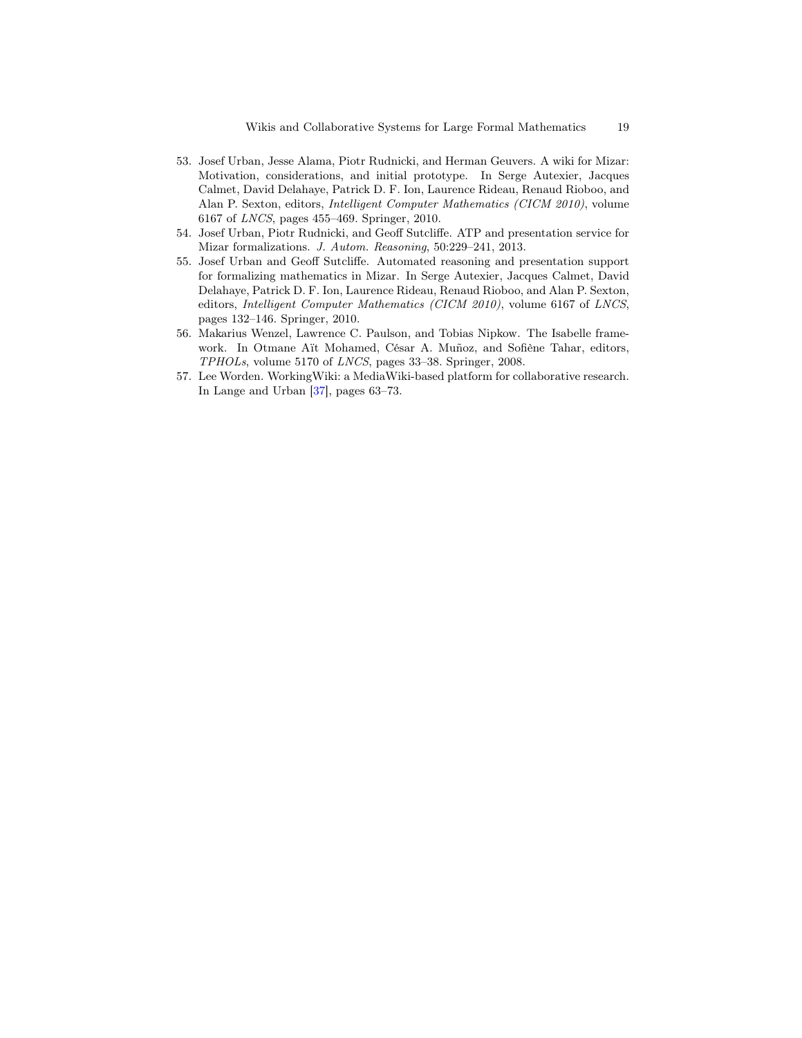53. Josef Urban, Jesse Alama, Piotr Rudnicki, and Herman Geuvers. A wiki for Mizar: Motivation, considerations, and initial prototype. In Serge Autexier, Jacques Calmet, David Delahaye, Patrick D. F. Ion, Laurence Rideau, Renaud Rioboo, and Alan P. Sexton, editors, *Intelligent Computer Mathematics (CICM 2010)*, volume 6167 of *LNCS*, pages 455–469. Springer, 2010.
54. Josef Urban, Piotr Rudnicki, and Geoff Sutcliffe. ATP and presentation service for Mizar formalizations. *J. Autom. Reasoning*, 50:229–241, 2013.
55. Josef Urban and Geoff Sutcliffe. Automated reasoning and presentation support for formalizing mathematics in Mizar. In Serge Autexier, Jacques Calmet, David Delahaye, Patrick D. F. Ion, Laurence Rideau, Renaud Rioboo, and Alan P. Sexton, editors, *Intelligent Computer Mathematics (CICM 2010)*, volume 6167 of *LNCS*, pages 132–146. Springer, 2010.
56. Makarius Wenzel, Lawrence C. Paulson, and Tobias Nipkow. The Isabelle framework. In Otmane Aït Mohamed, César A. Muñoz, and Sofiène Tahar, editors, *TPHOLs*, volume 5170 of *LNCS*, pages 33–38. Springer, 2008.
57. Lee Worden. WorkingWiki: a MediaWiki-based platform for collaborative research. In Lange and Urban [37], pages 63–73.